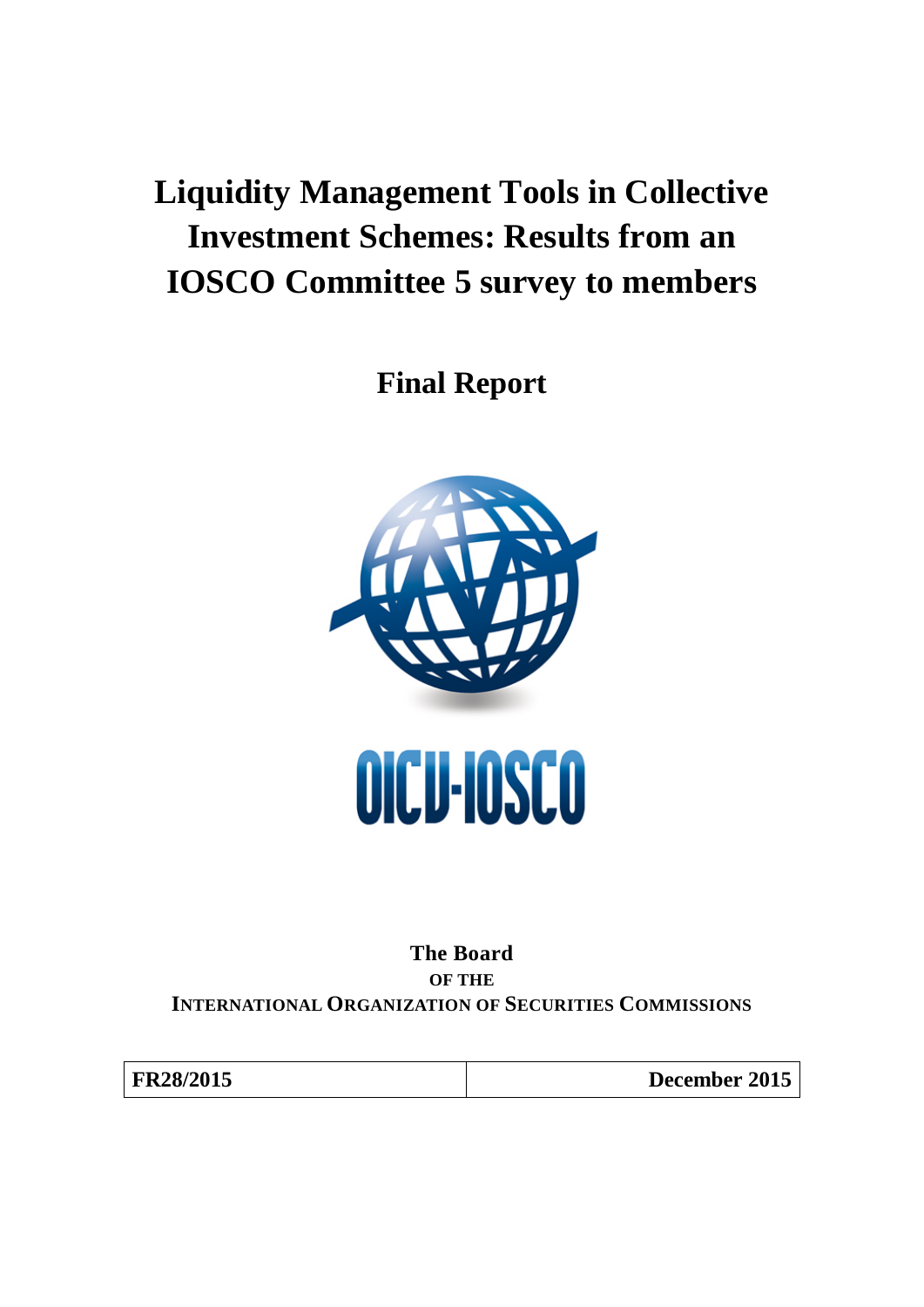# Liquidity Management Tools in Collective Investment Schemes: Results from an IOSCO Committee 5 survey to members

## Final Report

OICU-IOSCO

**The Board**

**OF THE**

**INTERNATIONAL ORGANIZATION OF SECURITIES COMMISSIONS**

| FR28/2015 | December 2015 |
|---|---|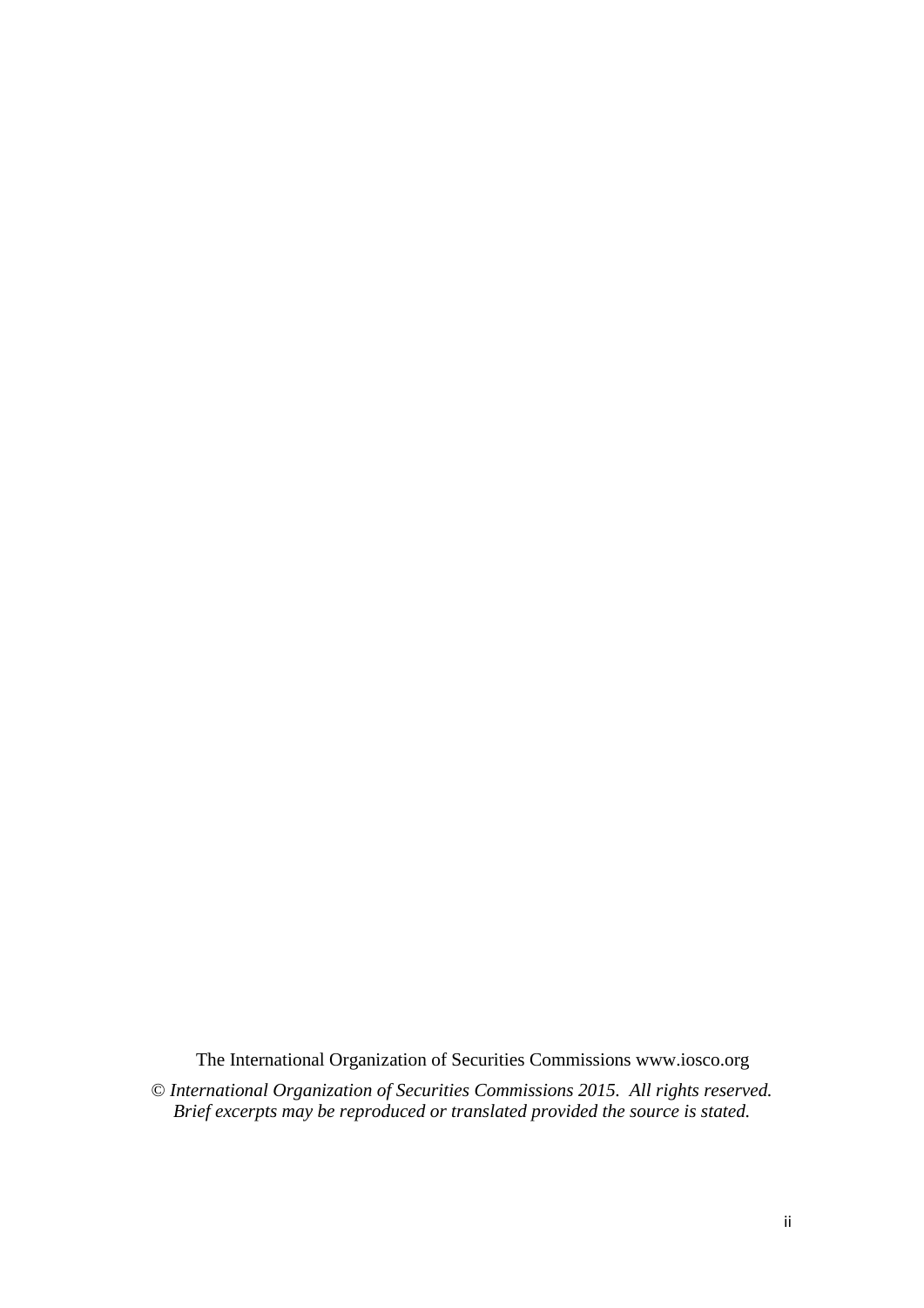The International Organization of Securities Commissions www.iosco.org

*© International Organization of Securities Commissions 2015. All rights reserved. Brief excerpts may be reproduced or translated provided the source is stated.*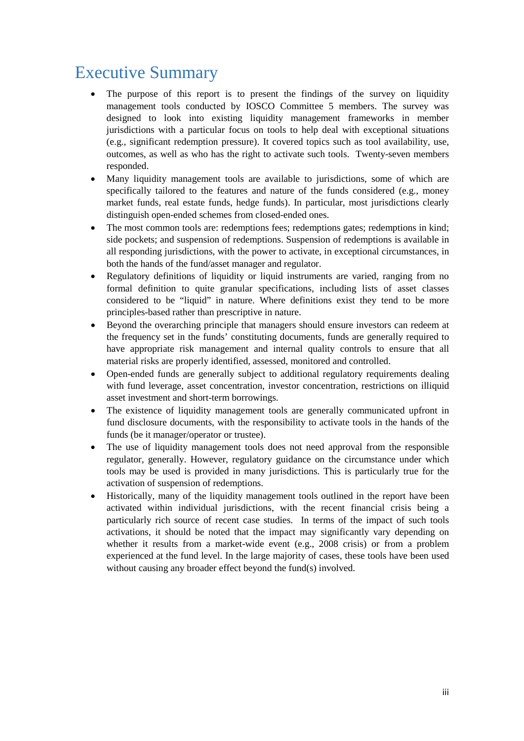# Executive Summary

- The purpose of this report is to present the findings of the survey on liquidity management tools conducted by IOSCO Committee 5 members. The survey was designed to look into existing liquidity management frameworks in member jurisdictions with a particular focus on tools to help deal with exceptional situations (e.g., significant redemption pressure). It covered topics such as tool availability, use, outcomes, as well as who has the right to activate such tools. Twenty-seven members responded.
- Many liquidity management tools are available to jurisdictions, some of which are specifically tailored to the features and nature of the funds considered (e.g., money market funds, real estate funds, hedge funds). In particular, most jurisdictions clearly distinguish open-ended schemes from closed-ended ones.
- The most common tools are: redemptions fees; redemptions gates; redemptions in kind; side pockets; and suspension of redemptions. Suspension of redemptions is available in all responding jurisdictions, with the power to activate, in exceptional circumstances, in both the hands of the fund/asset manager and regulator.
- Regulatory definitions of liquidity or liquid instruments are varied, ranging from no formal definition to quite granular specifications, including lists of asset classes considered to be "liquid" in nature. Where definitions exist they tend to be more principles-based rather than prescriptive in nature.
- Beyond the overarching principle that managers should ensure investors can redeem at the frequency set in the funds' constituting documents, funds are generally required to have appropriate risk management and internal quality controls to ensure that all material risks are properly identified, assessed, monitored and controlled.
- Open-ended funds are generally subject to additional regulatory requirements dealing with fund leverage, asset concentration, investor concentration, restrictions on illiquid asset investment and short-term borrowings.
- The existence of liquidity management tools are generally communicated upfront in fund disclosure documents, with the responsibility to activate tools in the hands of the funds (be it manager/operator or trustee).
- The use of liquidity management tools does not need approval from the responsible regulator, generally. However, regulatory guidance on the circumstance under which tools may be used is provided in many jurisdictions. This is particularly true for the activation of suspension of redemptions.
- Historically, many of the liquidity management tools outlined in the report have been activated within individual jurisdictions, with the recent financial crisis being a particularly rich source of recent case studies. In terms of the impact of such tools activations, it should be noted that the impact may significantly vary depending on whether it results from a market-wide event (e.g., 2008 crisis) or from a problem experienced at the fund level. In the large majority of cases, these tools have been used without causing any broader effect beyond the fund(s) involved.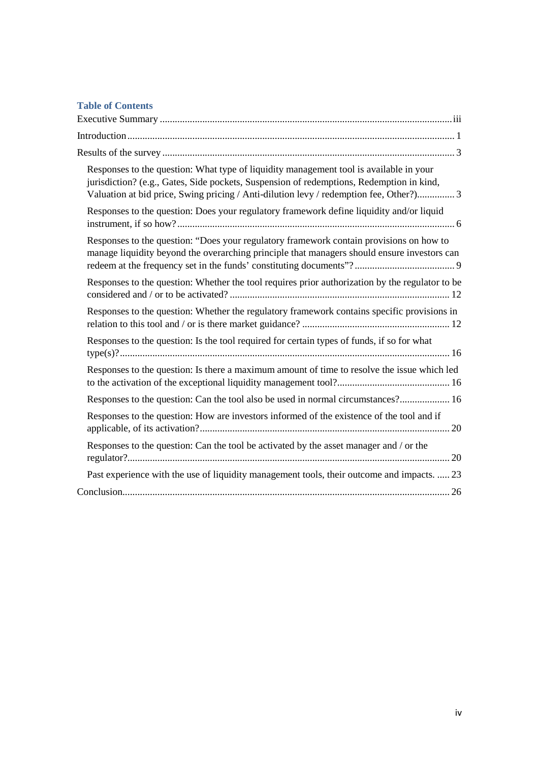## Table of Contents

Executive Summary ..................................................................................................................... iii

Introduction ..................................................................................................................................... 1

Results of the survey ...................................................................................................................... 3

- Responses to the question: What type of liquidity management tool is available in your jurisdiction? (e.g., Gates, Side pockets, Suspension of redemptions, Redemption in kind, Valuation at bid price, Swing pricing / Anti-dilution levy / redemption fee, Other?)............... 3
- Responses to the question: Does your regulatory framework define liquidity and/or liquid instrument, if so how? ................................................................................................................ 6
- Responses to the question: "Does your regulatory framework contain provisions on how to manage liquidity beyond the overarching principle that managers should ensure investors can redeem at the frequency set in the funds' constituting documents"? ......................................... 9
- Responses to the question: Whether the tool requires prior authorization by the regulator to be considered and / or to be activated? ....................................................................................... 12
- Responses to the question: Whether the regulatory framework contains specific provisions in relation to this tool and / or is there market guidance? ........................................................... 12
- Responses to the question: Is the tool required for certain types of funds, if so for what type(s)? ...................................................................................................................................... 16
- Responses to the question: Is there a maximum amount of time to resolve the issue which led to the activation of the exceptional liquidity management tool? ............................................. 16
- Responses to the question: Can the tool also be used in normal circumstances? .................... 16
- Responses to the question: How are investors informed of the existence of the tool and if applicable, of its activation? ...................................................................................................... 20
- Responses to the question: Can the tool be activated by the asset manager and / or the regulator? ................................................................................................................................... 20
- Past experience with the use of liquidity management tools, their outcome and impacts. ..... 23

Conclusion ..................................................................................................................................... 26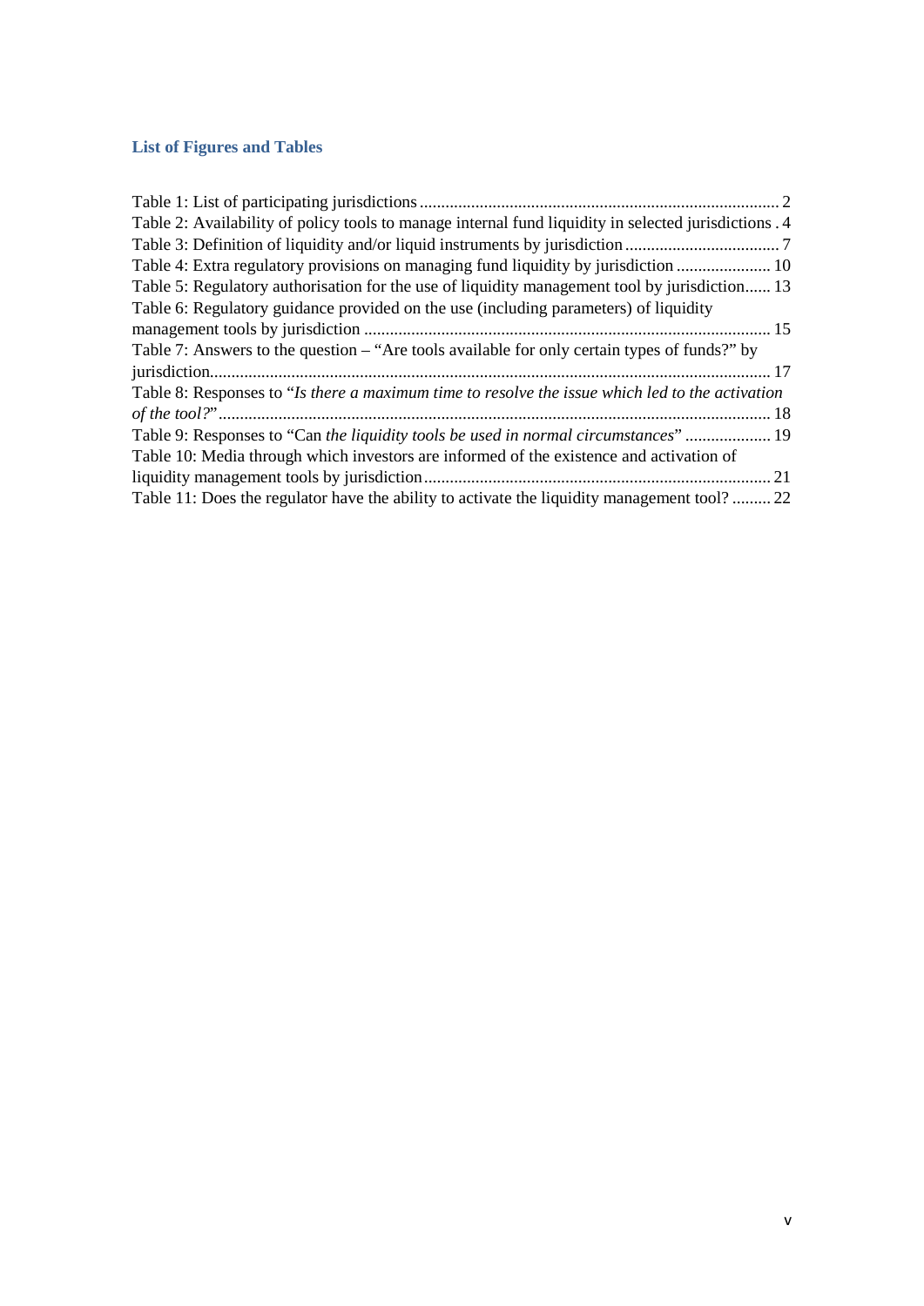## List of Figures and Tables

Table 1: List of participating jurisdictions .................................................................................... 2
Table 2: Availability of policy tools to manage internal fund liquidity in selected jurisdictions . 4
Table 3: Definition of liquidity and/or liquid instruments by jurisdiction .................................... 7
Table 4: Extra regulatory provisions on managing fund liquidity by jurisdiction ...................... 10
Table 5: Regulatory authorisation for the use of liquidity management tool by jurisdiction...... 13
Table 6: Regulatory guidance provided on the use (including parameters) of liquidity management tools by jurisdiction .............................................................................................. 15
Table 7: Answers to the question – "Are tools available for only certain types of funds?" by jurisdiction.................................................................................................................................. 17
Table 8: Responses to "*Is there a maximum time to resolve the issue which led to the activation of the tool?*" ............................................................................................................................... 18
Table 9: Responses to "Can *the liquidity tools be used in normal circumstances*" .................... 19
Table 10: Media through which investors are informed of the existence and activation of liquidity management tools by jurisdiction ................................................................................ 21
Table 11: Does the regulator have the ability to activate the liquidity management tool? ......... 22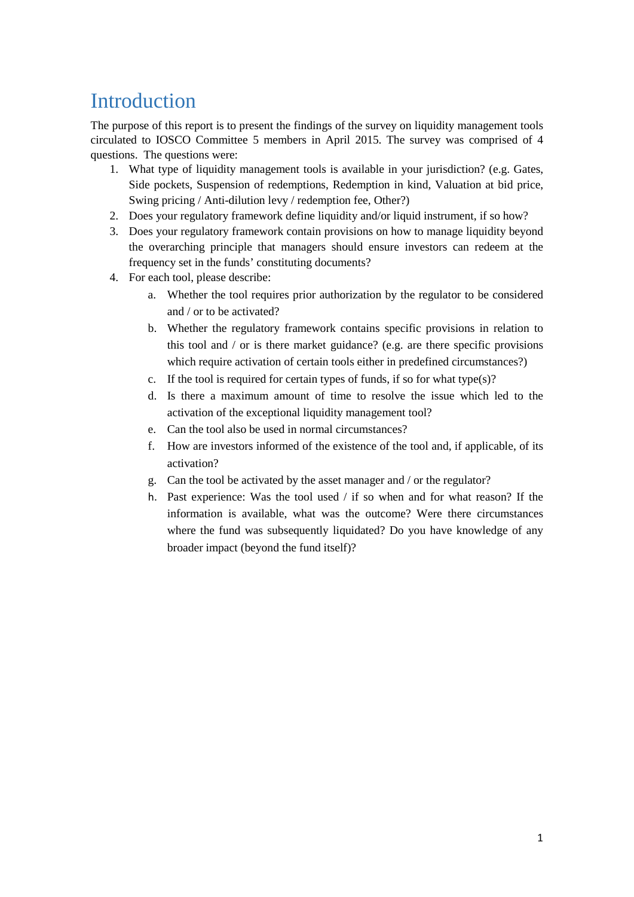# Introduction

The purpose of this report is to present the findings of the survey on liquidity management tools circulated to IOSCO Committee 5 members in April 2015. The survey was comprised of 4 questions. The questions were:

1. What type of liquidity management tools is available in your jurisdiction? (e.g. Gates, Side pockets, Suspension of redemptions, Redemption in kind, Valuation at bid price, Swing pricing / Anti-dilution levy / redemption fee, Other?)
2. Does your regulatory framework define liquidity and/or liquid instrument, if so how?
3. Does your regulatory framework contain provisions on how to manage liquidity beyond the overarching principle that managers should ensure investors can redeem at the frequency set in the funds' constituting documents?
4. For each tool, please describe:
   a. Whether the tool requires prior authorization by the regulator to be considered and / or to be activated?
   b. Whether the regulatory framework contains specific provisions in relation to this tool and / or is there market guidance? (e.g. are there specific provisions which require activation of certain tools either in predefined circumstances?)
   c. If the tool is required for certain types of funds, if so for what type(s)?
   d. Is there a maximum amount of time to resolve the issue which led to the activation of the exceptional liquidity management tool?
   e. Can the tool also be used in normal circumstances?
   f. How are investors informed of the existence of the tool and, if applicable, of its activation?
   g. Can the tool be activated by the asset manager and / or the regulator?
   h. Past experience: Was the tool used / if so when and for what reason? If the information is available, what was the outcome? Were there circumstances where the fund was subsequently liquidated? Do you have knowledge of any broader impact (beyond the fund itself)?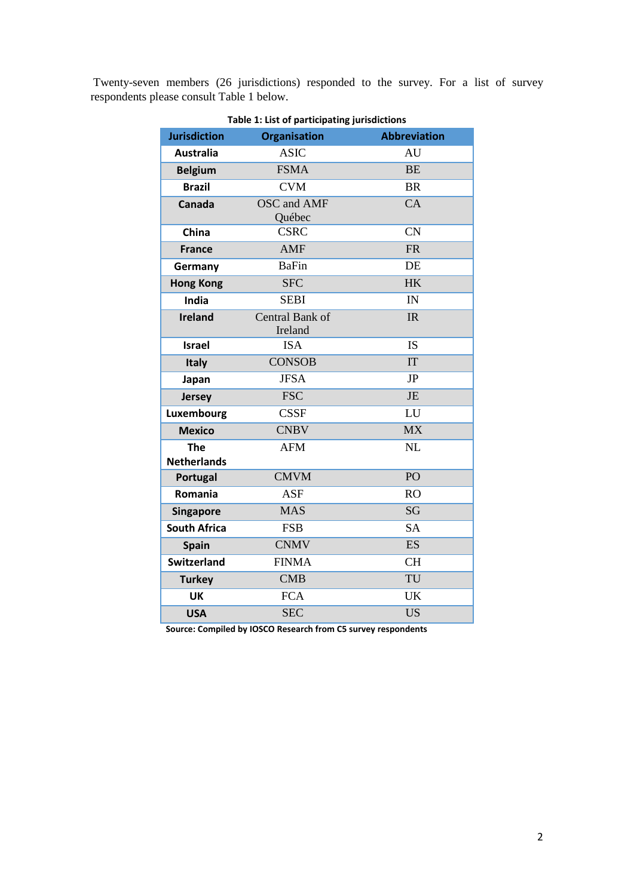Twenty-seven members (26 jurisdictions) responded to the survey. For a list of survey respondents please consult Table 1 below.

**Table 1: List of participating jurisdictions**

| Jurisdiction | Organisation | Abbreviation |
|---|---|---|
| **Australia** | ASIC | AU |
| **Belgium** | FSMA | BE |
| **Brazil** | CVM | BR |
| **Canada** | OSC and AMF Québec | CA |
| **China** | CSRC | CN |
| **France** | AMF | FR |
| **Germany** | BaFin | DE |
| **Hong Kong** | SFC | HK |
| **India** | SEBI | IN |
| **Ireland** | Central Bank of Ireland | IR |
| **Israel** | ISA | IS |
| **Italy** | CONSOB | IT |
| **Japan** | JFSA | JP |
| **Jersey** | FSC | JE |
| **Luxembourg** | CSSF | LU |
| **Mexico** | CNBV | MX |
| **The Netherlands** | AFM | NL |
| **Portugal** | CMVM | PO |
| **Romania** | ASF | RO |
| **Singapore** | MAS | SG |
| **South Africa** | FSB | SA |
| **Spain** | CNMV | ES |
| **Switzerland** | FINMA | CH |
| **Turkey** | CMB | TU |
| **UK** | FCA | UK |
| **USA** | SEC | US |

**Source: Compiled by IOSCO Research from C5 survey respondents**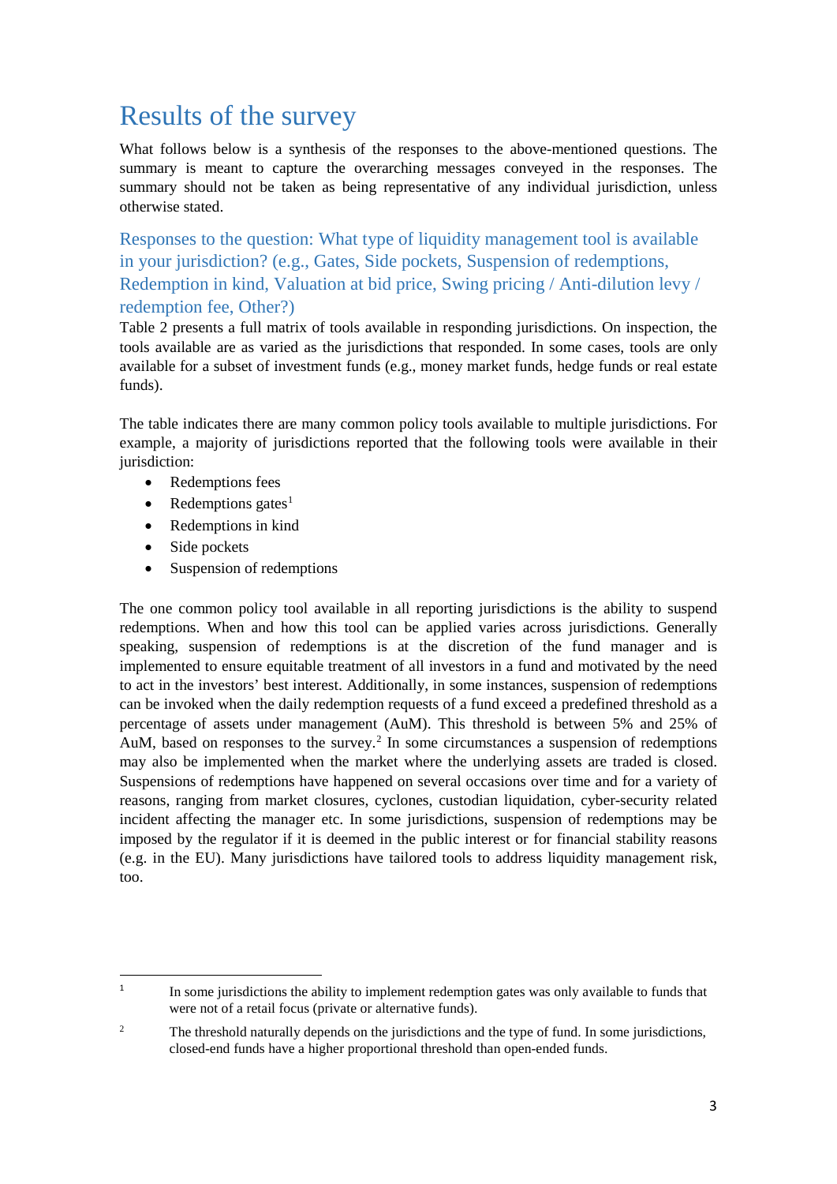# Results of the survey

What follows below is a synthesis of the responses to the above-mentioned questions. The summary is meant to capture the overarching messages conveyed in the responses. The summary should not be taken as being representative of any individual jurisdiction, unless otherwise stated.

## Responses to the question: What type of liquidity management tool is available in your jurisdiction? (e.g., Gates, Side pockets, Suspension of redemptions, Redemption in kind, Valuation at bid price, Swing pricing / Anti-dilution levy / redemption fee, Other?)

Table 2 presents a full matrix of tools available in responding jurisdictions. On inspection, the tools available are as varied as the jurisdictions that responded. In some cases, tools are only available for a subset of investment funds (e.g., money market funds, hedge funds or real estate funds).

The table indicates there are many common policy tools available to multiple jurisdictions. For example, a majority of jurisdictions reported that the following tools were available in their jurisdiction:

- Redemptions fees
- Redemptions gates[1]
- Redemptions in kind
- Side pockets
- Suspension of redemptions

The one common policy tool available in all reporting jurisdictions is the ability to suspend redemptions. When and how this tool can be applied varies across jurisdictions. Generally speaking, suspension of redemptions is at the discretion of the fund manager and is implemented to ensure equitable treatment of all investors in a fund and motivated by the need to act in the investors' best interest. Additionally, in some instances, suspension of redemptions can be invoked when the daily redemption requests of a fund exceed a predefined threshold as a percentage of assets under management (AuM). This threshold is between 5% and 25% of AuM, based on responses to the survey.[2] In some circumstances a suspension of redemptions may also be implemented when the market where the underlying assets are traded is closed. Suspensions of redemptions have happened on several occasions over time and for a variety of reasons, ranging from market closures, cyclones, custodian liquidation, cyber-security related incident affecting the manager etc. In some jurisdictions, suspension of redemptions may be imposed by the regulator if it is deemed in the public interest or for financial stability reasons (e.g. in the EU). Many jurisdictions have tailored tools to address liquidity management risk, too.

---

[1] In some jurisdictions the ability to implement redemption gates was only available to funds that were not of a retail focus (private or alternative funds).

[2] The threshold naturally depends on the jurisdictions and the type of fund. In some jurisdictions, closed-end funds have a higher proportional threshold than open-ended funds.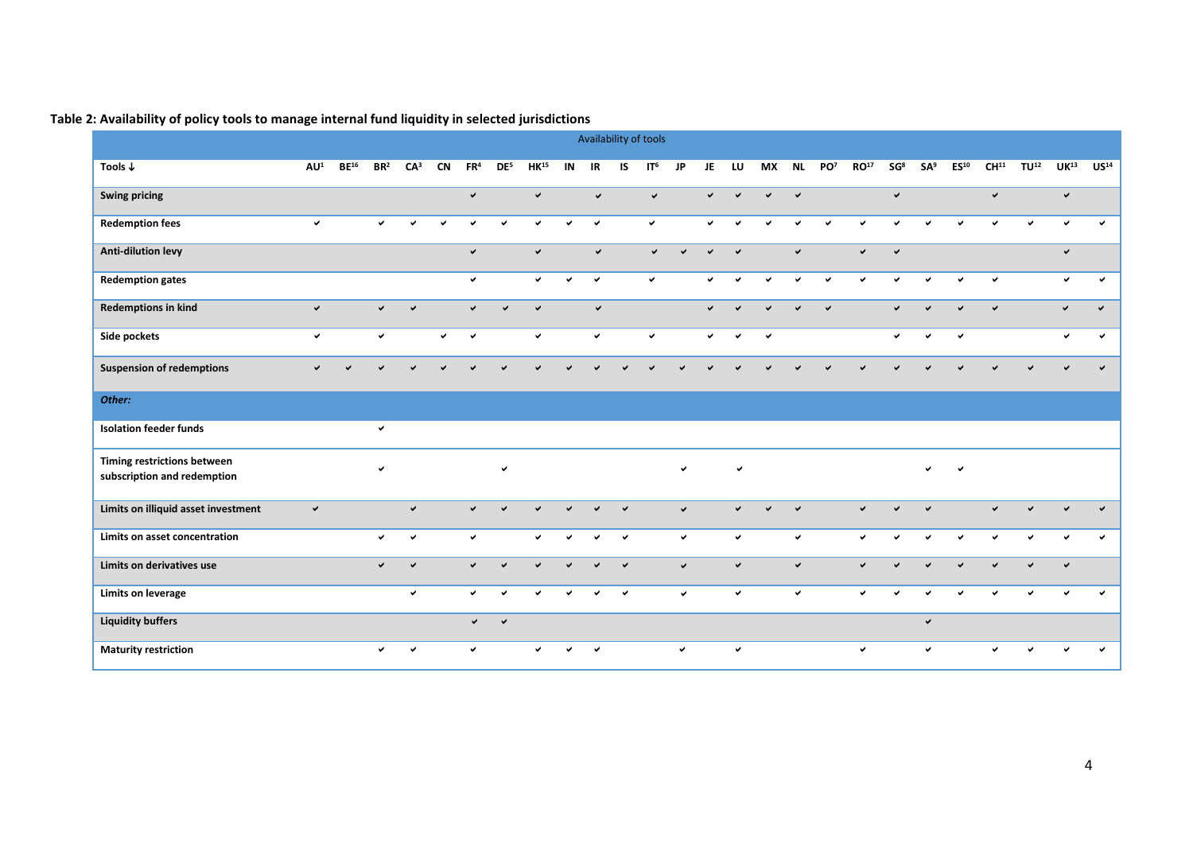**Table 2: Availability of policy tools to manage internal fund liquidity in selected jurisdictions**

| | Availability of tools | | | | | | | | | | | | | | | | | | | | | | | | | |
|---|---|---|---|---|---|---|---|---|---|---|---|---|---|---|---|---|---|---|---|---|---|---|---|---|---|---|
| **Tools ↓** | **AU**[1] | **BE**[16] | **BR**[2] | **CA**[3] | **CN** | **FR**[4] | **DE**[5] | **HK**[15] | **IN** | **IR** | **IS** | **IT**[6] | **JP** | **JE** | **LU** | **MX** | **NL** | **PO**[7] | **RO**[17] | **SG**[8] | **SA**[9] | **ES**[10] | **CH**[11] | **TU**[12] | **UK**[13] | **US**[14] |
| **Swing pricing** | | | | | | ✔ | | ✔ | | ✔ | | ✔ | | ✔ | ✔ | ✔ | ✔ | | | ✔ | | | ✔ | | ✔ | |
| **Redemption fees** | ✔ | | ✔ | ✔ | ✔ | ✔ | ✔ | ✔ | ✔ | ✔ | | ✔ | | ✔ | ✔ | ✔ | ✔ | ✔ | ✔ | ✔ | ✔ | ✔ | ✔ | ✔ | ✔ | ✔ |
| **Anti-dilution levy** | | | | | | ✔ | | ✔ | | ✔ | | ✔ | ✔ | ✔ | ✔ | | ✔ | | ✔ | ✔ | | | | | ✔ | |
| **Redemption gates** | | | | | | ✔ | | ✔ | ✔ | ✔ | | ✔ | | ✔ | ✔ | ✔ | ✔ | ✔ | ✔ | ✔ | ✔ | ✔ | ✔ | | ✔ | ✔ |
| **Redemptions in kind** | ✔ | | ✔ | ✔ | | ✔ | ✔ | ✔ | | ✔ | | | | ✔ | ✔ | ✔ | ✔ | ✔ | | ✔ | ✔ | ✔ | ✔ | | ✔ | ✔ |
| **Side pockets** | ✔ | | ✔ | | ✔ | ✔ | | ✔ | | ✔ | | ✔ | | ✔ | ✔ | ✔ | | | | ✔ | ✔ | ✔ | | | ✔ | ✔ |
| **Suspension of redemptions** | ✔ | ✔ | ✔ | ✔ | ✔ | ✔ | ✔ | ✔ | ✔ | ✔ | ✔ | ✔ | ✔ | ✔ | ✔ | ✔ | ✔ | ✔ | ✔ | ✔ | ✔ | ✔ | ✔ | ✔ | ✔ | ✔ |
| ***Other:*** | | | | | | | | | | | | | | | | | | | | | | | | | | |
| **Isolation feeder funds** | | | ✔ | | | | | | | | | | | | | | | | | | | | | | | |
| **Timing restrictions between subscription and redemption** | | | ✔ | | | | ✔ | | | | | | ✔ | | ✔ | | | | | | ✔ | ✔ | | | | |
| **Limits on illiquid asset investment** | ✔ | | | ✔ | | ✔ | ✔ | ✔ | ✔ | ✔ | ✔ | | ✔ | | ✔ | ✔ | ✔ | | ✔ | ✔ | ✔ | | ✔ | ✔ | ✔ | ✔ |
| **Limits on asset concentration** | | | ✔ | ✔ | | ✔ | | ✔ | ✔ | ✔ | ✔ | | ✔ | | ✔ | | ✔ | | ✔ | ✔ | ✔ | ✔ | ✔ | ✔ | ✔ | ✔ |
| **Limits on derivatives use** | | | ✔ | ✔ | | ✔ | ✔ | ✔ | ✔ | ✔ | ✔ | | ✔ | | ✔ | | ✔ | | ✔ | ✔ | ✔ | ✔ | ✔ | ✔ | ✔ | |
| **Limits on leverage** | | | | ✔ | | ✔ | ✔ | ✔ | ✔ | ✔ | ✔ | | ✔ | | ✔ | | ✔ | | ✔ | ✔ | ✔ | ✔ | ✔ | ✔ | ✔ | ✔ |
| **Liquidity buffers** | | | | | | ✔ | ✔ | | | | | | | | | | | | | | ✔ | | | | | |
| **Maturity restriction** | | | ✔ | ✔ | | ✔ | | ✔ | ✔ | ✔ | | | ✔ | | ✔ | | | | ✔ | | ✔ | | ✔ | ✔ | ✔ | ✔ |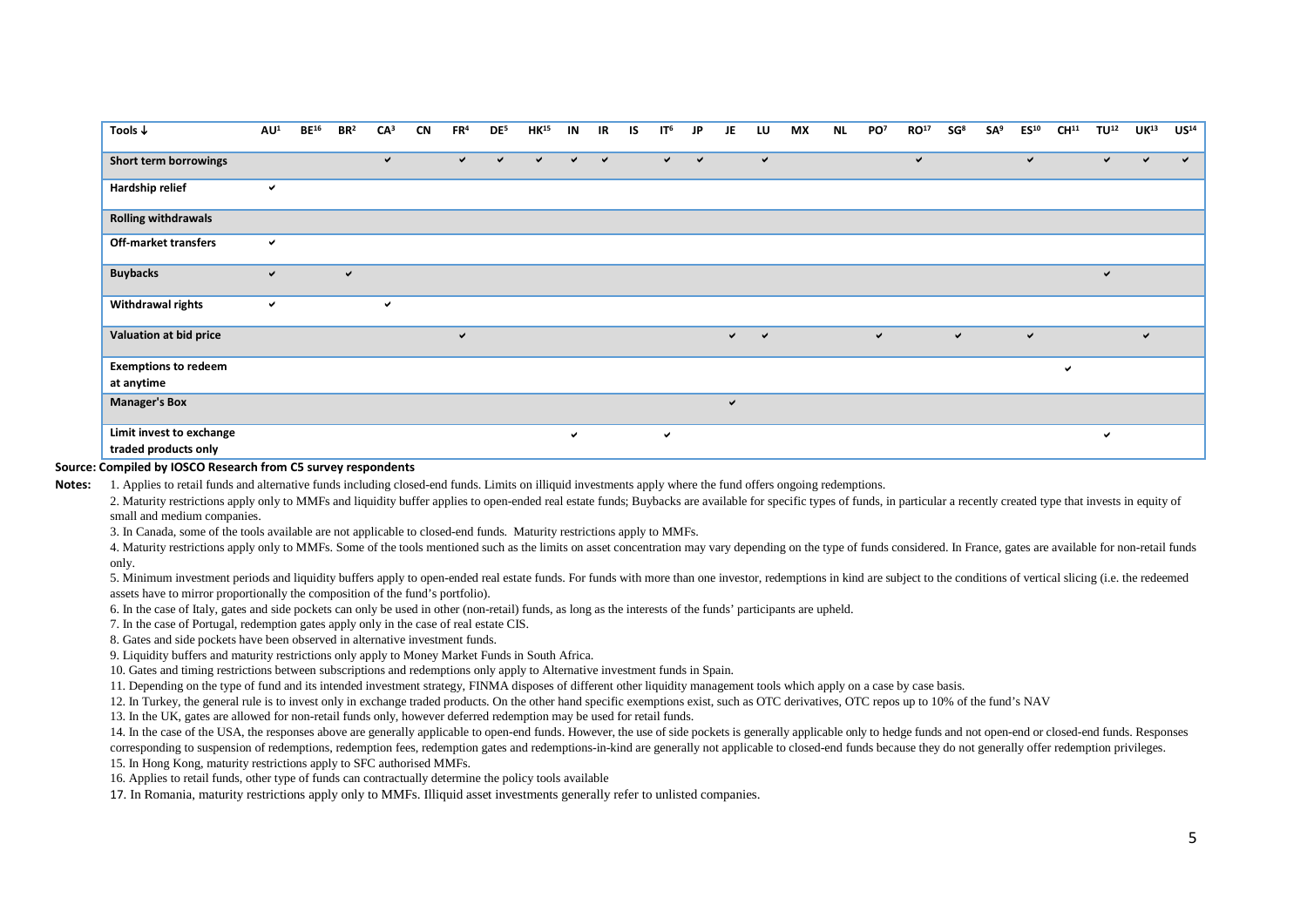| Tools ↓ | AU[1] | BE[16] | BR[2] | CA[3] | CN | FR[4] | DE[5] | HK[15] | IN | IR | IS | IT[6] | JP | JE | LU | MX | NL | PO[7] | RO[17] | SG[8] | SA[9] | ES[10] | CH[11] | TU[12] | UK[13] | US[14] |
|---|---|---|---|---|---|---|---|---|---|---|---|---|---|---|---|---|---|---|---|---|---|---|---|---|---|---|
| **Short term borrowings** | | | | ✔ | | ✔ | ✔ | ✔ | ✔ | ✔ | | ✔ | ✔ | | ✔ | | | | ✔ | | | ✔ | | ✔ | ✔ | ✔ |
| **Hardship relief** | ✔ | | | | | | | | | | | | | | | | | | | | | | | | | |
| **Rolling withdrawals** | | | | | | | | | | | | | | | | | | | | | | | | | | |
| **Off-market transfers** | ✔ | | | | | | | | | | | | | | | | | | | | | | | | | |
| **Buybacks** | ✔ | | ✔ | | | | | | | | | | | | | | | | | | | | | ✔ | | |
| **Withdrawal rights** | ✔ | | | ✔ | | | | | | | | | | | | | | | | | | | | | | |
| **Valuation at bid price** | | | | | | ✔ | | | | | | | | ✔ | ✔ | | | ✔ | | ✔ | | ✔ | | | ✔ | |
| **Exemptions to redeem at anytime** | | | | | | | | | | | | | | | | | | | | | | | ✔ | | | |
| **Manager's Box** | | | | | | | | | | | | | | ✔ | | | | | | | | | | | | |
| **Limit invest to exchange traded products only** | | | | | | | | | ✔ | | | ✔ | | | | | | | | | | | | ✔ | | |

**Source: Compiled by IOSCO Research from C5 survey respondents**

**Notes:**

1. Applies to retail funds and alternative funds including closed-end funds. Limits on illiquid investments apply where the fund offers ongoing redemptions.
2. Maturity restrictions apply only to MMFs and liquidity buffer applies to open-ended real estate funds; Buybacks are available for specific types of funds, in particular a recently created type that invests in equity of small and medium companies.
3. In Canada, some of the tools available are not applicable to closed-end funds. Maturity restrictions apply to MMFs.
4. Maturity restrictions apply only to MMFs. Some of the tools mentioned such as the limits on asset concentration may vary depending on the type of funds considered. In France, gates are available for non-retail funds only.
5. Minimum investment periods and liquidity buffers apply to open-ended real estate funds. For funds with more than one investor, redemptions in kind are subject to the conditions of vertical slicing (i.e. the redeemed assets have to mirror proportionally the composition of the fund's portfolio).
6. In the case of Italy, gates and side pockets can only be used in other (non-retail) funds, as long as the interests of the funds' participants are upheld.
7. In the case of Portugal, redemption gates apply only in the case of real estate CIS.
8. Gates and side pockets have been observed in alternative investment funds.
9. Liquidity buffers and maturity restrictions only apply to Money Market Funds in South Africa.
10. Gates and timing restrictions between subscriptions and redemptions only apply to Alternative investment funds in Spain.
11. Depending on the type of fund and its intended investment strategy, FINMA disposes of different other liquidity management tools which apply on a case by case basis.
12. In Turkey, the general rule is to invest only in exchange traded products. On the other hand specific exemptions exist, such as OTC derivatives, OTC repos up to 10% of the fund's NAV
13. In the UK, gates are allowed for non-retail funds only, however deferred redemption may be used for retail funds.
14. In the case of the USA, the responses above are generally applicable to open-end funds. However, the use of side pockets is generally applicable only to hedge funds and not open-end or closed-end funds. Responses corresponding to suspension of redemptions, redemption fees, redemption gates and redemptions-in-kind are generally not applicable to closed-end funds because they do not generally offer redemption privileges.
15. In Hong Kong, maturity restrictions apply to SFC authorised MMFs.
16. Applies to retail funds, other type of funds can contractually determine the policy tools available
17. In Romania, maturity restrictions apply only to MMFs. Illiquid asset investments generally refer to unlisted companies.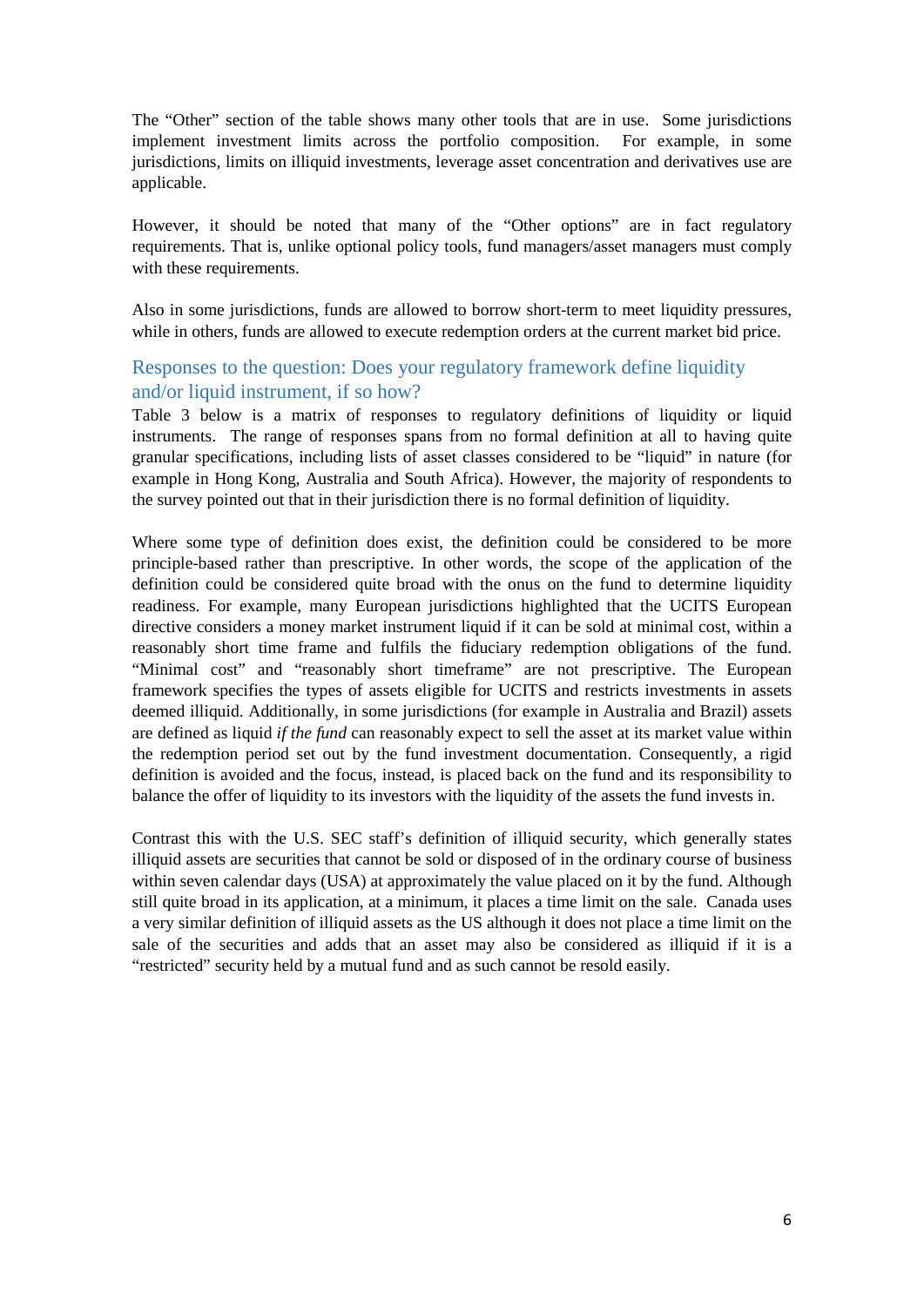The "Other" section of the table shows many other tools that are in use. Some jurisdictions implement investment limits across the portfolio composition. For example, in some jurisdictions, limits on illiquid investments, leverage asset concentration and derivatives use are applicable.

However, it should be noted that many of the "Other options" are in fact regulatory requirements. That is, unlike optional policy tools, fund managers/asset managers must comply with these requirements.

Also in some jurisdictions, funds are allowed to borrow short-term to meet liquidity pressures, while in others, funds are allowed to execute redemption orders at the current market bid price.

## Responses to the question: Does your regulatory framework define liquidity and/or liquid instrument, if so how?

Table 3 below is a matrix of responses to regulatory definitions of liquidity or liquid instruments. The range of responses spans from no formal definition at all to having quite granular specifications, including lists of asset classes considered to be "liquid" in nature (for example in Hong Kong, Australia and South Africa). However, the majority of respondents to the survey pointed out that in their jurisdiction there is no formal definition of liquidity.

Where some type of definition does exist, the definition could be considered to be more principle-based rather than prescriptive. In other words, the scope of the application of the definition could be considered quite broad with the onus on the fund to determine liquidity readiness. For example, many European jurisdictions highlighted that the UCITS European directive considers a money market instrument liquid if it can be sold at minimal cost, within a reasonably short time frame and fulfils the fiduciary redemption obligations of the fund. "Minimal cost" and "reasonably short timeframe" are not prescriptive. The European framework specifies the types of assets eligible for UCITS and restricts investments in assets deemed illiquid. Additionally, in some jurisdictions (for example in Australia and Brazil) assets are defined as liquid *if the fund* can reasonably expect to sell the asset at its market value within the redemption period set out by the fund investment documentation. Consequently, a rigid definition is avoided and the focus, instead, is placed back on the fund and its responsibility to balance the offer of liquidity to its investors with the liquidity of the assets the fund invests in.

Contrast this with the U.S. SEC staff's definition of illiquid security, which generally states illiquid assets are securities that cannot be sold or disposed of in the ordinary course of business within seven calendar days (USA) at approximately the value placed on it by the fund. Although still quite broad in its application, at a minimum, it places a time limit on the sale. Canada uses a very similar definition of illiquid assets as the US although it does not place a time limit on the sale of the securities and adds that an asset may also be considered as illiquid if it is a "restricted" security held by a mutual fund and as such cannot be resold easily.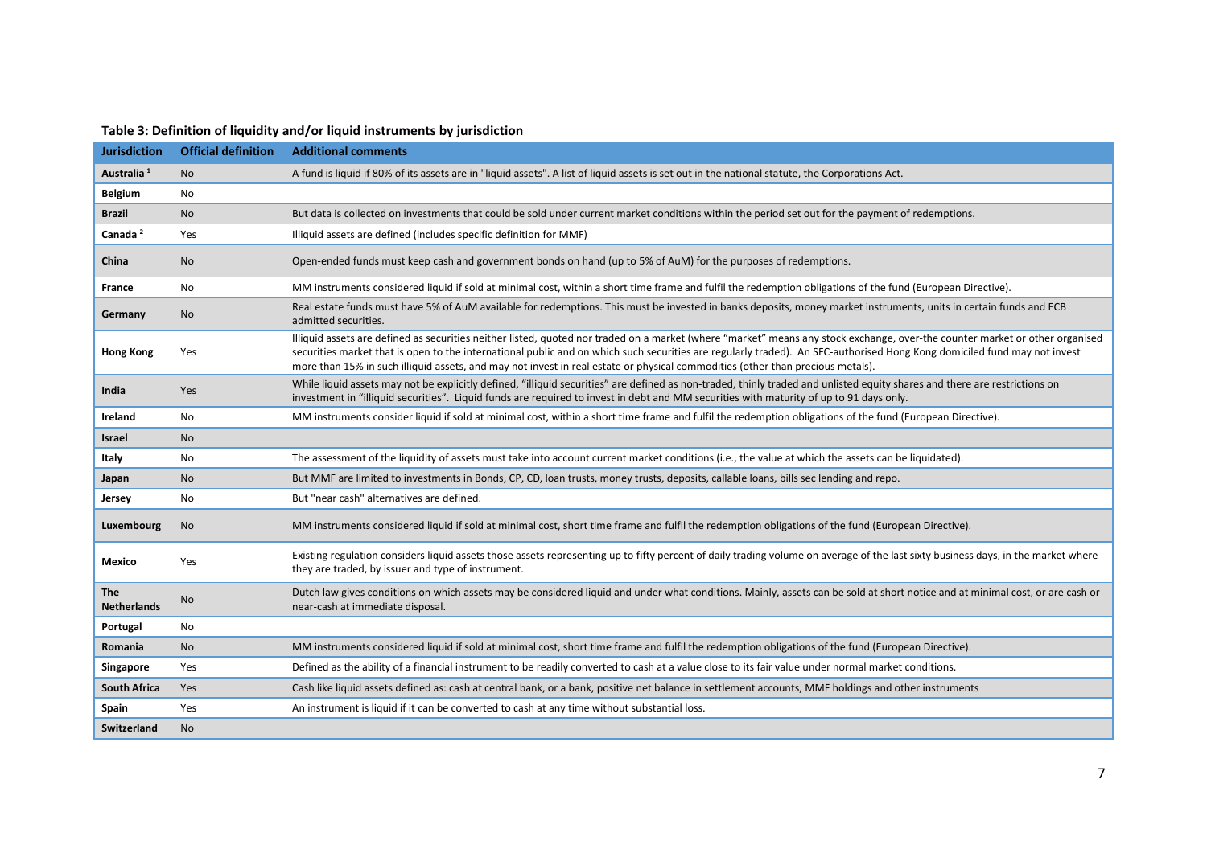**Table 3: Definition of liquidity and/or liquid instruments by jurisdiction**

| Jurisdiction | Official definition | Additional comments |
|---|---|---|
| Australia [1] | No | A fund is liquid if 80% of its assets are in "liquid assets". A list of liquid assets is set out in the national statute, the Corporations Act. |
| Belgium | No | |
| Brazil | No | But data is collected on investments that could be sold under current market conditions within the period set out for the payment of redemptions. |
| Canada [2] | Yes | Illiquid assets are defined (includes specific definition for MMF) |
| China | No | Open-ended funds must keep cash and government bonds on hand (up to 5% of AuM) for the purposes of redemptions. |
| France | No | MM instruments considered liquid if sold at minimal cost, within a short time frame and fulfil the redemption obligations of the fund (European Directive). |
| Germany | No | Real estate funds must have 5% of AuM available for redemptions. This must be invested in banks deposits, money market instruments, units in certain funds and ECB admitted securities. |
| Hong Kong | Yes | Illiquid assets are defined as securities neither listed, quoted nor traded on a market (where "market" means any stock exchange, over-the counter market or other organised securities market that is open to the international public and on which such securities are regularly traded). An SFC-authorised Hong Kong domiciled fund may not invest more than 15% in such illiquid assets, and may not invest in real estate or physical commodities (other than precious metals). |
| India | Yes | While liquid assets may not be explicitly defined, "illiquid securities" are defined as non-traded, thinly traded and unlisted equity shares and there are restrictions on investment in "illiquid securities". Liquid funds are required to invest in debt and MM securities with maturity of up to 91 days only. |
| Ireland | No | MM instruments consider liquid if sold at minimal cost, within a short time frame and fulfil the redemption obligations of the fund (European Directive). |
| Israel | No | |
| Italy | No | The assessment of the liquidity of assets must take into account current market conditions (i.e., the value at which the assets can be liquidated). |
| Japan | No | But MMF are limited to investments in Bonds, CP, CD, loan trusts, money trusts, deposits, callable loans, bills sec lending and repo. |
| Jersey | No | But "near cash" alternatives are defined. |
| Luxembourg | No | MM instruments considered liquid if sold at minimal cost, short time frame and fulfil the redemption obligations of the fund (European Directive). |
| Mexico | Yes | Existing regulation considers liquid assets those assets representing up to fifty percent of daily trading volume on average of the last sixty business days, in the market where they are traded, by issuer and type of instrument. |
| The Netherlands | No | Dutch law gives conditions on which assets may be considered liquid and under what conditions. Mainly, assets can be sold at short notice and at minimal cost, or are cash or near-cash at immediate disposal. |
| Portugal | No | |
| Romania | No | MM instruments considered liquid if sold at minimal cost, short time frame and fulfil the redemption obligations of the fund (European Directive). |
| Singapore | Yes | Defined as the ability of a financial instrument to be readily converted to cash at a value close to its fair value under normal market conditions. |
| South Africa | Yes | Cash like liquid assets defined as: cash at central bank, or a bank, positive net balance in settlement accounts, MMF holdings and other instruments |
| Spain | Yes | An instrument is liquid if it can be converted to cash at any time without substantial loss. |
| Switzerland | No | |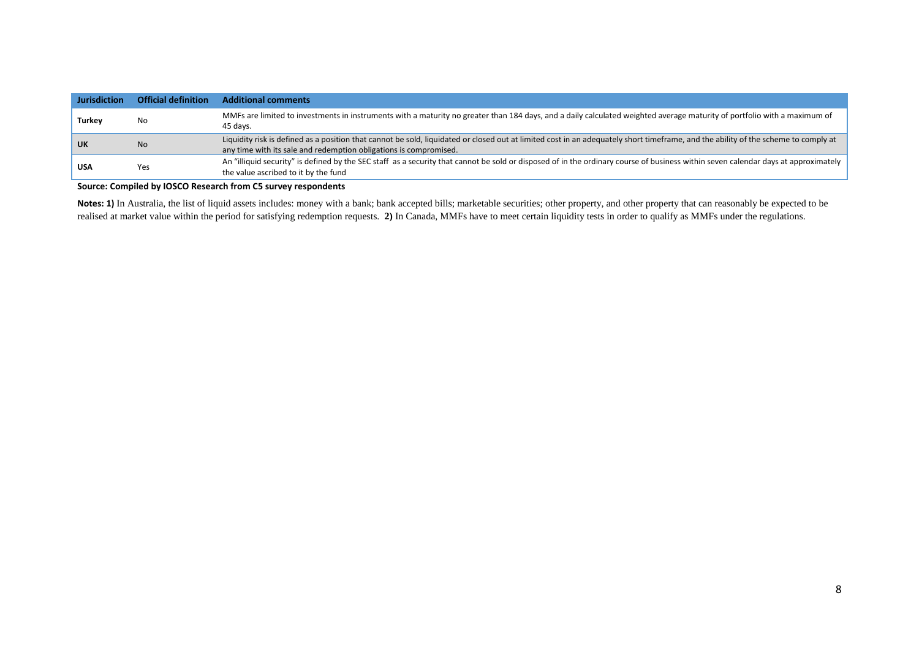| Jurisdiction | Official definition | Additional comments |
|---|---|---|
| **Turkey** | No | MMFs are limited to investments in instruments with a maturity no greater than 184 days, and a daily calculated weighted average maturity of portfolio with a maximum of 45 days. |
| **UK** | No | Liquidity risk is defined as a position that cannot be sold, liquidated or closed out at limited cost in an adequately short timeframe, and the ability of the scheme to comply at any time with its sale and redemption obligations is compromised. |
| **USA** | Yes | An "illiquid security" is defined by the SEC staff as a security that cannot be sold or disposed of in the ordinary course of business within seven calendar days at approximately the value ascribed to it by the fund |

**Source: Compiled by IOSCO Research from C5 survey respondents**

**Notes: 1)** In Australia, the list of liquid assets includes: money with a bank; bank accepted bills; marketable securities; other property, and other property that can reasonably be expected to be realised at market value within the period for satisfying redemption requests. **2)** In Canada, MMFs have to meet certain liquidity tests in order to qualify as MMFs under the regulations.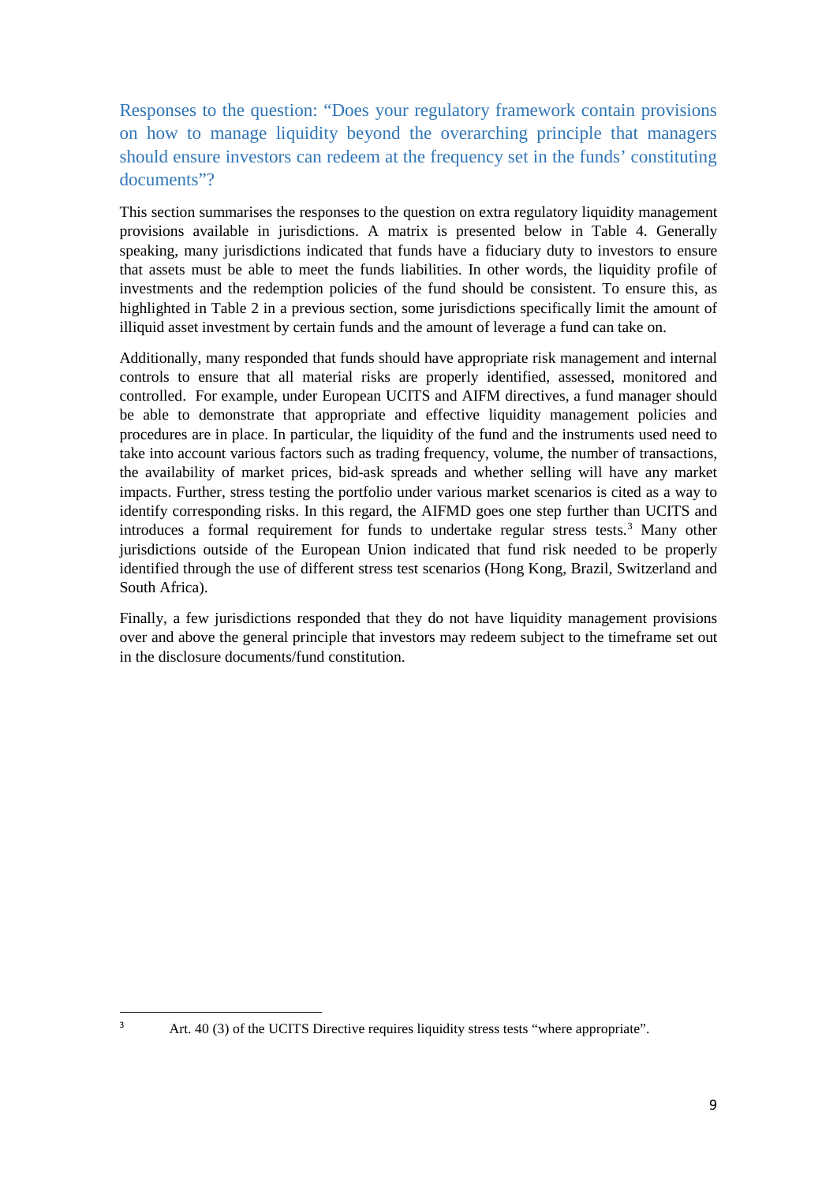## Responses to the question: "Does your regulatory framework contain provisions on how to manage liquidity beyond the overarching principle that managers should ensure investors can redeem at the frequency set in the funds' constituting documents"?

This section summarises the responses to the question on extra regulatory liquidity management provisions available in jurisdictions. A matrix is presented below in Table 4. Generally speaking, many jurisdictions indicated that funds have a fiduciary duty to investors to ensure that assets must be able to meet the funds liabilities. In other words, the liquidity profile of investments and the redemption policies of the fund should be consistent. To ensure this, as highlighted in Table 2 in a previous section, some jurisdictions specifically limit the amount of illiquid asset investment by certain funds and the amount of leverage a fund can take on.

Additionally, many responded that funds should have appropriate risk management and internal controls to ensure that all material risks are properly identified, assessed, monitored and controlled. For example, under European UCITS and AIFM directives, a fund manager should be able to demonstrate that appropriate and effective liquidity management policies and procedures are in place. In particular, the liquidity of the fund and the instruments used need to take into account various factors such as trading frequency, volume, the number of transactions, the availability of market prices, bid-ask spreads and whether selling will have any market impacts. Further, stress testing the portfolio under various market scenarios is cited as a way to identify corresponding risks. In this regard, the AIFMD goes one step further than UCITS and introduces a formal requirement for funds to undertake regular stress tests.[3] Many other jurisdictions outside of the European Union indicated that fund risk needed to be properly identified through the use of different stress test scenarios (Hong Kong, Brazil, Switzerland and South Africa).

Finally, a few jurisdictions responded that they do not have liquidity management provisions over and above the general principle that investors may redeem subject to the timeframe set out in the disclosure documents/fund constitution.

[3] Art. 40 (3) of the UCITS Directive requires liquidity stress tests "where appropriate".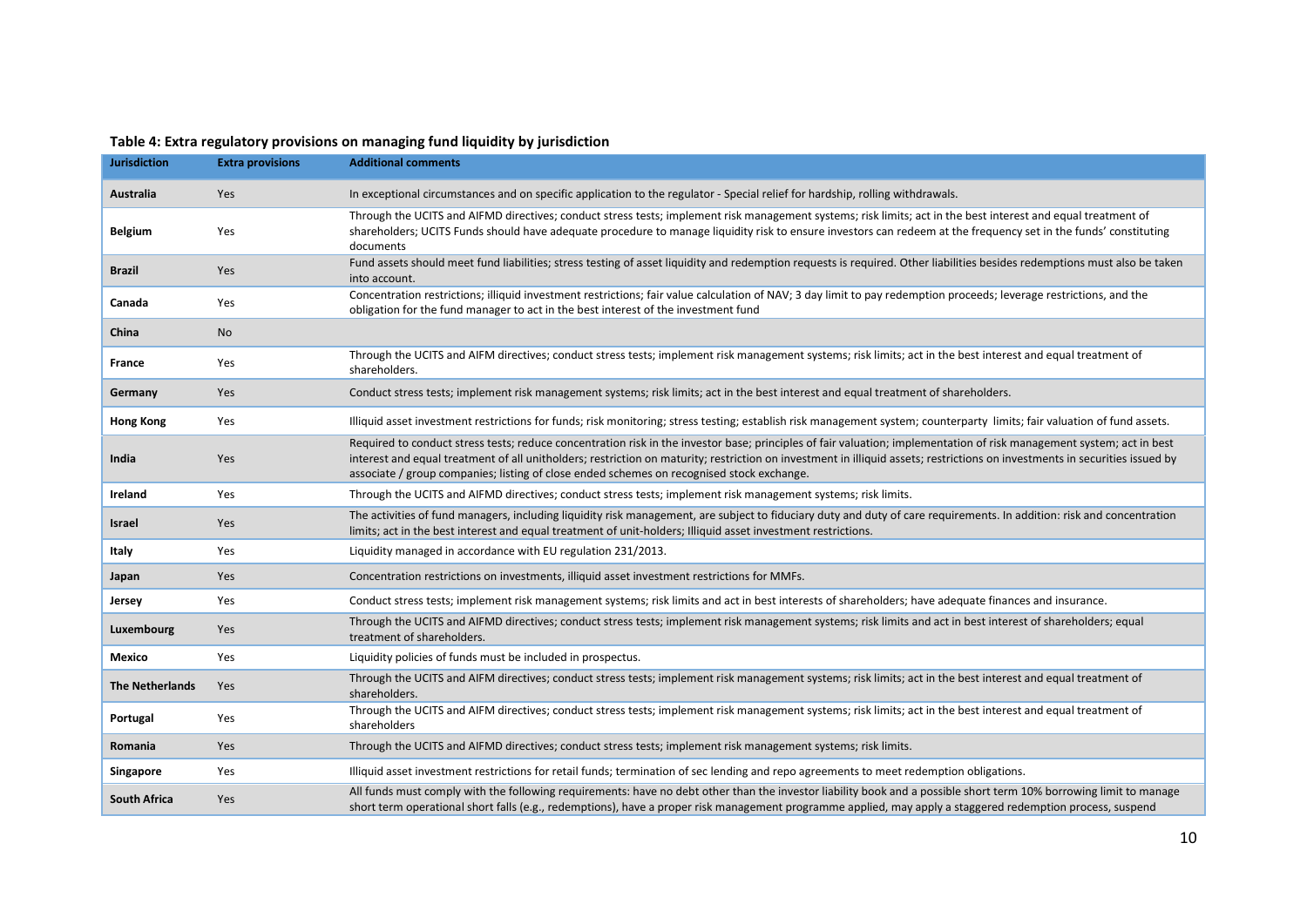**Table 4: Extra regulatory provisions on managing fund liquidity by jurisdiction**

| Jurisdiction | Extra provisions | Additional comments |
|---|---|---|
| **Australia** | Yes | In exceptional circumstances and on specific application to the regulator - Special relief for hardship, rolling withdrawals. |
| **Belgium** | Yes | Through the UCITS and AIFMD directives; conduct stress tests; implement risk management systems; risk limits; act in the best interest and equal treatment of shareholders; UCITS Funds should have adequate procedure to manage liquidity risk to ensure investors can redeem at the frequency set in the funds' constituting documents |
| **Brazil** | Yes | Fund assets should meet fund liabilities; stress testing of asset liquidity and redemption requests is required. Other liabilities besides redemptions must also be taken into account. |
| **Canada** | Yes | Concentration restrictions; illiquid investment restrictions; fair value calculation of NAV; 3 day limit to pay redemption proceeds; leverage restrictions, and the obligation for the fund manager to act in the best interest of the investment fund |
| **China** | No | |
| **France** | Yes | Through the UCITS and AIFM directives; conduct stress tests; implement risk management systems; risk limits; act in the best interest and equal treatment of shareholders. |
| **Germany** | Yes | Conduct stress tests; implement risk management systems; risk limits; act in the best interest and equal treatment of shareholders. |
| **Hong Kong** | Yes | Illiquid asset investment restrictions for funds; risk monitoring; stress testing; establish risk management system; counterparty limits; fair valuation of fund assets. |
| **India** | Yes | Required to conduct stress tests; reduce concentration risk in the investor base; principles of fair valuation; implementation of risk management system; act in best interest and equal treatment of all unitholders; restriction on maturity; restriction on investment in illiquid assets; restrictions on investments in securities issued by associate / group companies; listing of close ended schemes on recognised stock exchange. |
| **Ireland** | Yes | Through the UCITS and AIFMD directives; conduct stress tests; implement risk management systems; risk limits. |
| **Israel** | Yes | The activities of fund managers, including liquidity risk management, are subject to fiduciary duty and duty of care requirements. In addition: risk and concentration limits; act in the best interest and equal treatment of unit-holders; Illiquid asset investment restrictions. |
| **Italy** | Yes | Liquidity managed in accordance with EU regulation 231/2013. |
| **Japan** | Yes | Concentration restrictions on investments, illiquid asset investment restrictions for MMFs. |
| **Jersey** | Yes | Conduct stress tests; implement risk management systems; risk limits and act in best interests of shareholders; have adequate finances and insurance. |
| **Luxembourg** | Yes | Through the UCITS and AIFMD directives; conduct stress tests; implement risk management systems; risk limits and act in best interest of shareholders; equal treatment of shareholders. |
| **Mexico** | Yes | Liquidity policies of funds must be included in prospectus. |
| **The Netherlands** | Yes | Through the UCITS and AIFM directives; conduct stress tests; implement risk management systems; risk limits; act in the best interest and equal treatment of shareholders. |
| **Portugal** | Yes | Through the UCITS and AIFM directives; conduct stress tests; implement risk management systems; risk limits; act in the best interest and equal treatment of shareholders |
| **Romania** | Yes | Through the UCITS and AIFMD directives; conduct stress tests; implement risk management systems; risk limits. |
| **Singapore** | Yes | Illiquid asset investment restrictions for retail funds; termination of sec lending and repo agreements to meet redemption obligations. |
| **South Africa** | Yes | All funds must comply with the following requirements: have no debt other than the investor liability book and a possible short term 10% borrowing limit to manage short term operational short falls (e.g., redemptions), have a proper risk management programme applied, may apply a staggered redemption process, suspend |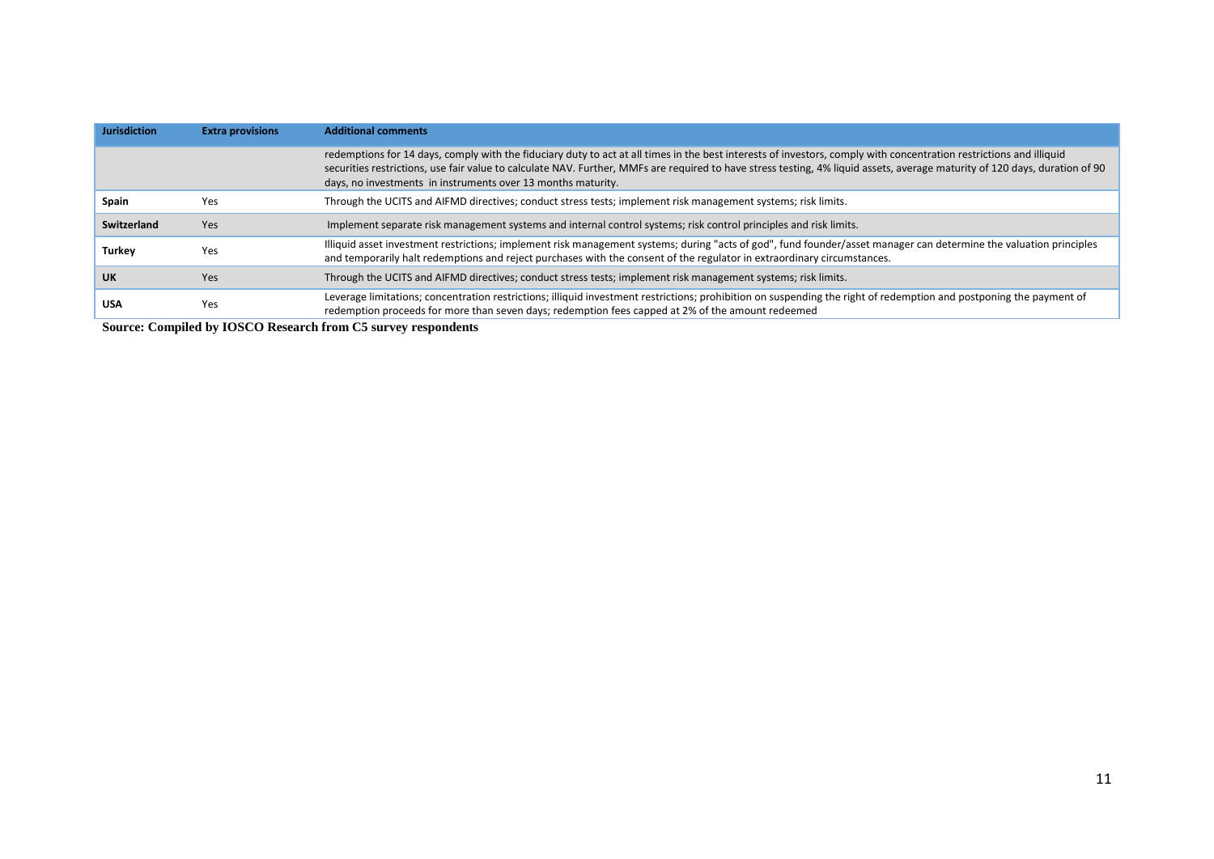| Jurisdiction | Extra provisions | Additional comments |
|---|---|---|
| | | redemptions for 14 days, comply with the fiduciary duty to act at all times in the best interests of investors, comply with concentration restrictions and illiquid securities restrictions, use fair value to calculate NAV. Further, MMFs are required to have stress testing, 4% liquid assets, average maturity of 120 days, duration of 90 days, no investments in instruments over 13 months maturity. |
| **Spain** | Yes | Through the UCITS and AIFMD directives; conduct stress tests; implement risk management systems; risk limits. |
| **Switzerland** | Yes | Implement separate risk management systems and internal control systems; risk control principles and risk limits. |
| **Turkey** | Yes | Illiquid asset investment restrictions; implement risk management systems; during "acts of god", fund founder/asset manager can determine the valuation principles and temporarily halt redemptions and reject purchases with the consent of the regulator in extraordinary circumstances. |
| **UK** | Yes | Through the UCITS and AIFMD directives; conduct stress tests; implement risk management systems; risk limits. |
| **USA** | Yes | Leverage limitations; concentration restrictions; illiquid investment restrictions; prohibition on suspending the right of redemption and postponing the payment of redemption proceeds for more than seven days; redemption fees capped at 2% of the amount redeemed |

**Source: Compiled by IOSCO Research from C5 survey respondents**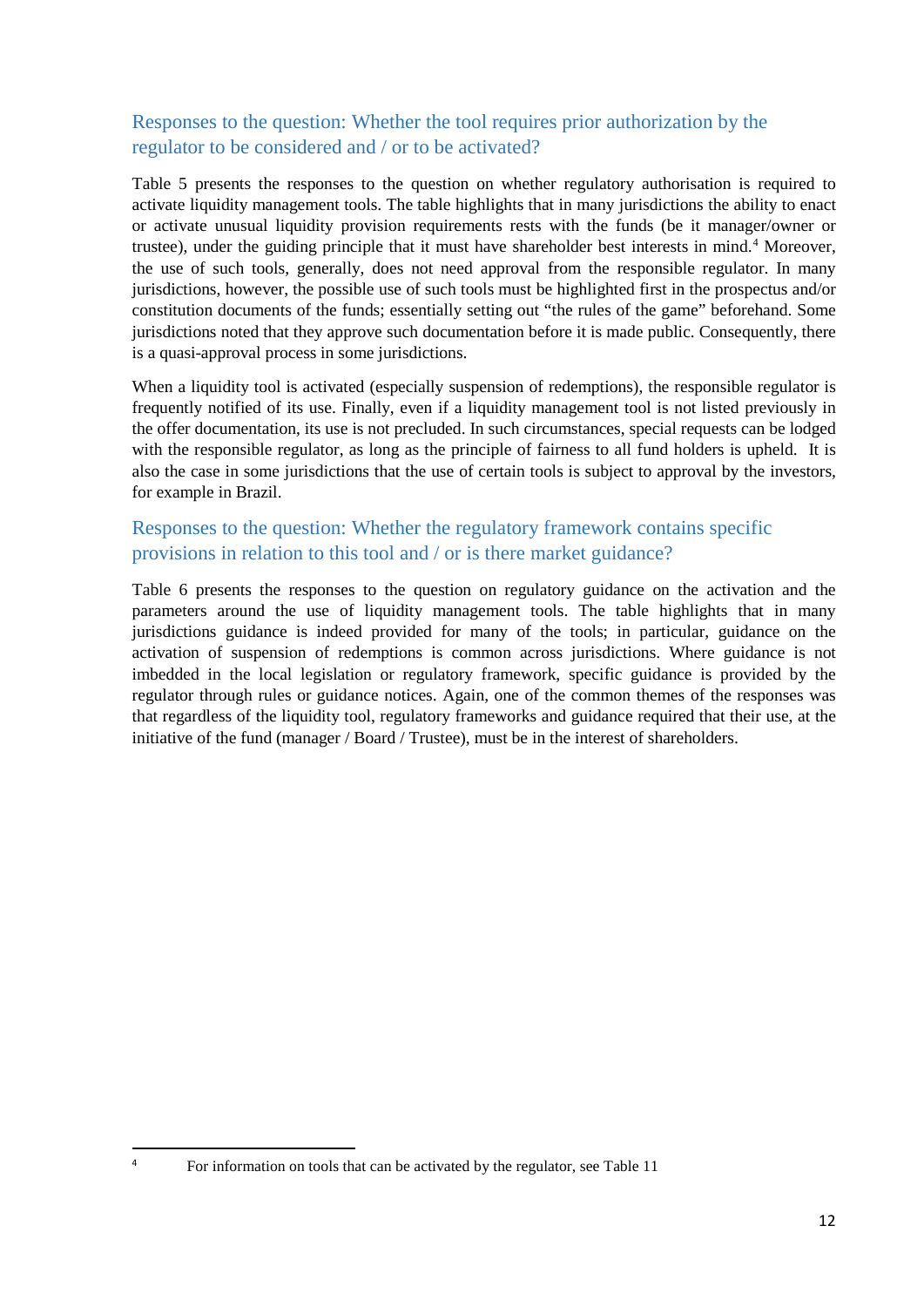## Responses to the question: Whether the tool requires prior authorization by the regulator to be considered and / or to be activated?

Table 5 presents the responses to the question on whether regulatory authorisation is required to activate liquidity management tools. The table highlights that in many jurisdictions the ability to enact or activate unusual liquidity provision requirements rests with the funds (be it manager/owner or trustee), under the guiding principle that it must have shareholder best interests in mind.[4] Moreover, the use of such tools, generally, does not need approval from the responsible regulator. In many jurisdictions, however, the possible use of such tools must be highlighted first in the prospectus and/or constitution documents of the funds; essentially setting out "the rules of the game" beforehand. Some jurisdictions noted that they approve such documentation before it is made public. Consequently, there is a quasi-approval process in some jurisdictions.

When a liquidity tool is activated (especially suspension of redemptions), the responsible regulator is frequently notified of its use. Finally, even if a liquidity management tool is not listed previously in the offer documentation, its use is not precluded. In such circumstances, special requests can be lodged with the responsible regulator, as long as the principle of fairness to all fund holders is upheld. It is also the case in some jurisdictions that the use of certain tools is subject to approval by the investors, for example in Brazil.

## Responses to the question: Whether the regulatory framework contains specific provisions in relation to this tool and / or is there market guidance?

Table 6 presents the responses to the question on regulatory guidance on the activation and the parameters around the use of liquidity management tools. The table highlights that in many jurisdictions guidance is indeed provided for many of the tools; in particular, guidance on the activation of suspension of redemptions is common across jurisdictions. Where guidance is not imbedded in the local legislation or regulatory framework, specific guidance is provided by the regulator through rules or guidance notices. Again, one of the common themes of the responses was that regardless of the liquidity tool, regulatory frameworks and guidance required that their use, at the initiative of the fund (manager / Board / Trustee), must be in the interest of shareholders.

---

[4] For information on tools that can be activated by the regulator, see Table 11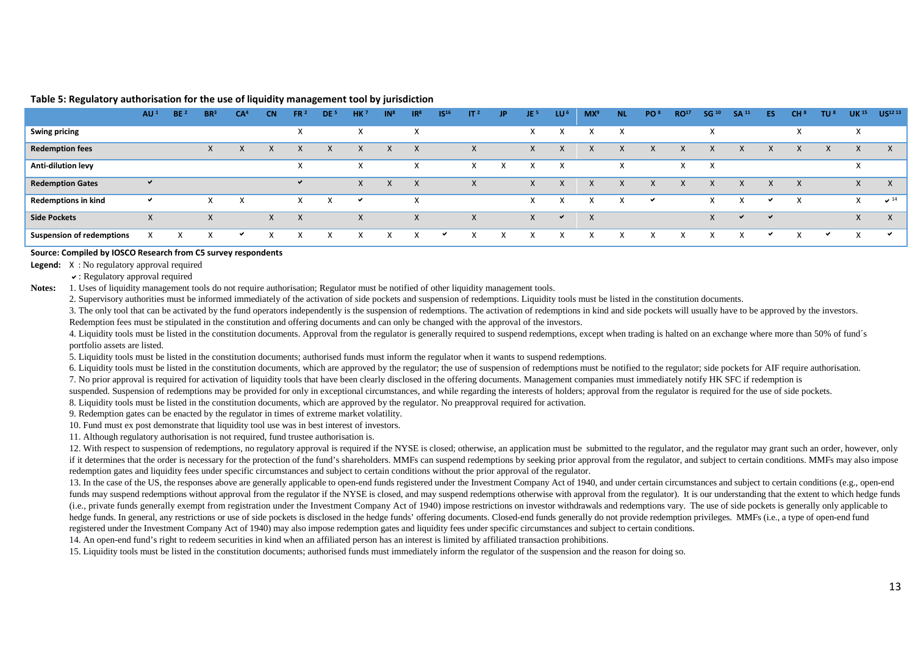**Table 5: Regulatory authorisation for the use of liquidity management tool by jurisdiction**

| | AU [1] | BE [2] | BR [3] | CA [4] | CN | FR [2] | DE [5] | HK [7] | IN [8] | IR [8] | IS [16] | IT [2] | JP | JE [5] | LU [6] | MX [9] | NL | PO [8] | RO [17] | SG [10] | SA [11] | ES | CH [8] | TU [8] | UK [15] | US [12 13] |
|---|---|---|---|---|---|---|---|---|---|---|---|---|---|---|---|---|---|---|---|---|---|---|---|---|---|---|
| **Swing pricing** | | | | | | X | | X | | X | | | | X | X | X | X | | | X | | | X | | X | |
| **Redemption fees** | | | X | X | X | X | X | X | X | X | | X | | X | X | X | X | X | X | X | X | X | X | X | X | X |
| **Anti-dilution levy** | | | | | | X | | X | | X | | X | X | X | X | | X | | X | X | | | | | X | |
| **Redemption Gates** | ✔ | | | | | ✔ | | X | X | X | | X | | X | X | X | X | X | X | X | X | X | X | | X | X |
| **Redemptions in kind** | ✔ | | X | X | | X | X | ✔ | | X | | | | X | X | X | X | ✔ | | X | X | ✔ | X | | X | ✔ [14] |
| **Side Pockets** | X | | X | | X | X | | X | | X | | X | | X | ✔ | X | | | | X | ✔ | ✔ | | | X | X |
| **Suspension of redemptions** | X | X | X | ✔ | X | X | X | X | X | X | ✔ | X | X | X | X | X | X | X | X | X | X | ✔ | X | ✔ | X | ✔ |

**Source: Compiled by IOSCO Research from C5 survey respondents**

**Legend:** X : No regulatory approval required

✔ : Regulatory approval required

**Notes:** 1. Uses of liquidity management tools do not require authorisation; Regulator must be notified of other liquidity management tools.

2. Supervisory authorities must be informed immediately of the activation of side pockets and suspension of redemptions. Liquidity tools must be listed in the constitution documents.

3. The only tool that can be activated by the fund operators independently is the suspension of redemptions. The activation of redemptions in kind and side pockets will usually have to be approved by the investors. Redemption fees must be stipulated in the constitution and offering documents and can only be changed with the approval of the investors.

4. Liquidity tools must be listed in the constitution documents. Approval from the regulator is generally required to suspend redemptions, except when trading is halted on an exchange where more than 50% of fund´s portfolio assets are listed.

5. Liquidity tools must be listed in the constitution documents; authorised funds must inform the regulator when it wants to suspend redemptions.

6. Liquidity tools must be listed in the constitution documents, which are approved by the regulator; the use of suspension of redemptions must be notified to the regulator; side pockets for AIF require authorisation.

7. No prior approval is required for activation of liquidity tools that have been clearly disclosed in the offering documents. Management companies must immediately notify HK SFC if redemption is suspended. Suspension of redemptions may be provided for only in exceptional circumstances, and while regarding the interests of holders; approval from the regulator is required for the use of side pockets.

8. Liquidity tools must be listed in the constitution documents, which are approved by the regulator. No preapproval required for activation.

9. Redemption gates can be enacted by the regulator in times of extreme market volatility.

10. Fund must ex post demonstrate that liquidity tool use was in best interest of investors.

11. Although regulatory authorisation is not required, fund trustee authorisation is.

12. With respect to suspension of redemptions, no regulatory approval is required if the NYSE is closed; otherwise, an application must be submitted to the regulator, and the regulator may grant such an order, however, only if it determines that the order is necessary for the protection of the fund's shareholders. MMFs can suspend redemptions by seeking prior approval from the regulator, and subject to certain conditions. MMFs may also impose redemption gates and liquidity fees under specific circumstances and subject to certain conditions without the prior approval of the regulator.

13. In the case of the US, the responses above are generally applicable to open-end funds registered under the Investment Company Act of 1940, and under certain circumstances and subject to certain conditions (e.g., open-end funds may suspend redemptions without approval from the regulator if the NYSE is closed, and may suspend redemptions otherwise with approval from the regulator). It is our understanding that the extent to which hedge funds (i.e., private funds generally exempt from registration under the Investment Company Act of 1940) impose restrictions on investor withdrawals and redemptions vary. The use of side pockets is generally only applicable to hedge funds. In general, any restrictions or use of side pockets is disclosed in the hedge funds' offering documents. Closed-end funds generally do not provide redemption privileges. MMFs (i.e., a type of open-end fund registered under the Investment Company Act of 1940) may also impose redemption gates and liquidity fees under specific circumstances and subject to certain conditions.

14. An open-end fund's right to redeem securities in kind when an affiliated person has an interest is limited by affiliated transaction prohibitions.

15. Liquidity tools must be listed in the constitution documents; authorised funds must immediately inform the regulator of the suspension and the reason for doing so.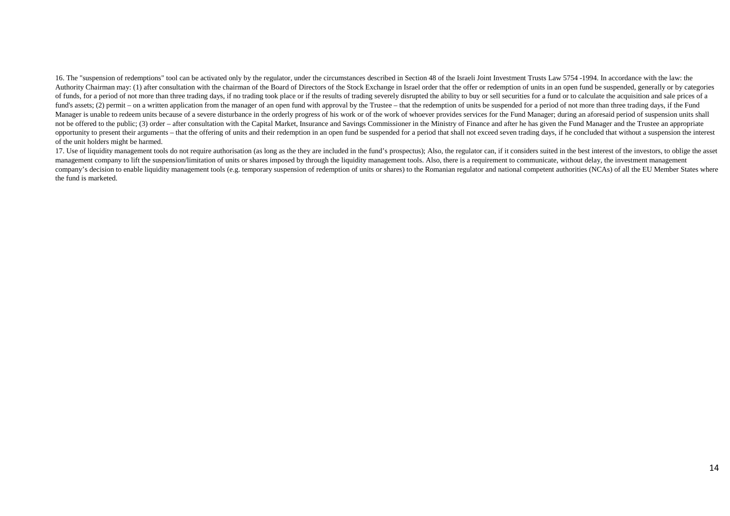16. The "suspension of redemptions" tool can be activated only by the regulator, under the circumstances described in Section 48 of the Israeli Joint Investment Trusts Law 5754 -1994. In accordance with the law: the Authority Chairman may: (1) after consultation with the chairman of the Board of Directors of the Stock Exchange in Israel order that the offer or redemption of units in an open fund be suspended, generally or by categories of funds, for a period of not more than three trading days, if no trading took place or if the results of trading severely disrupted the ability to buy or sell securities for a fund or to calculate the acquisition and sale prices of a fund's assets; (2) permit – on a written application from the manager of an open fund with approval by the Trustee – that the redemption of units be suspended for a period of not more than three trading days, if the Fund Manager is unable to redeem units because of a severe disturbance in the orderly progress of his work or of the work of whoever provides services for the Fund Manager; during an aforesaid period of suspension units shall not be offered to the public; (3) order – after consultation with the Capital Market, Insurance and Savings Commissioner in the Ministry of Finance and after he has given the Fund Manager and the Trustee an appropriate opportunity to present their arguments – that the offering of units and their redemption in an open fund be suspended for a period that shall not exceed seven trading days, if he concluded that without a suspension the interest of the unit holders might be harmed.

17. Use of liquidity management tools do not require authorisation (as long as the they are included in the fund's prospectus); Also, the regulator can, if it considers suited in the best interest of the investors, to oblige the asset management company to lift the suspension/limitation of units or shares imposed by through the liquidity management tools. Also, there is a requirement to communicate, without delay, the investment management company's decision to enable liquidity management tools (e.g. temporary suspension of redemption of units or shares) to the Romanian regulator and national competent authorities (NCAs) of all the EU Member States where the fund is marketed.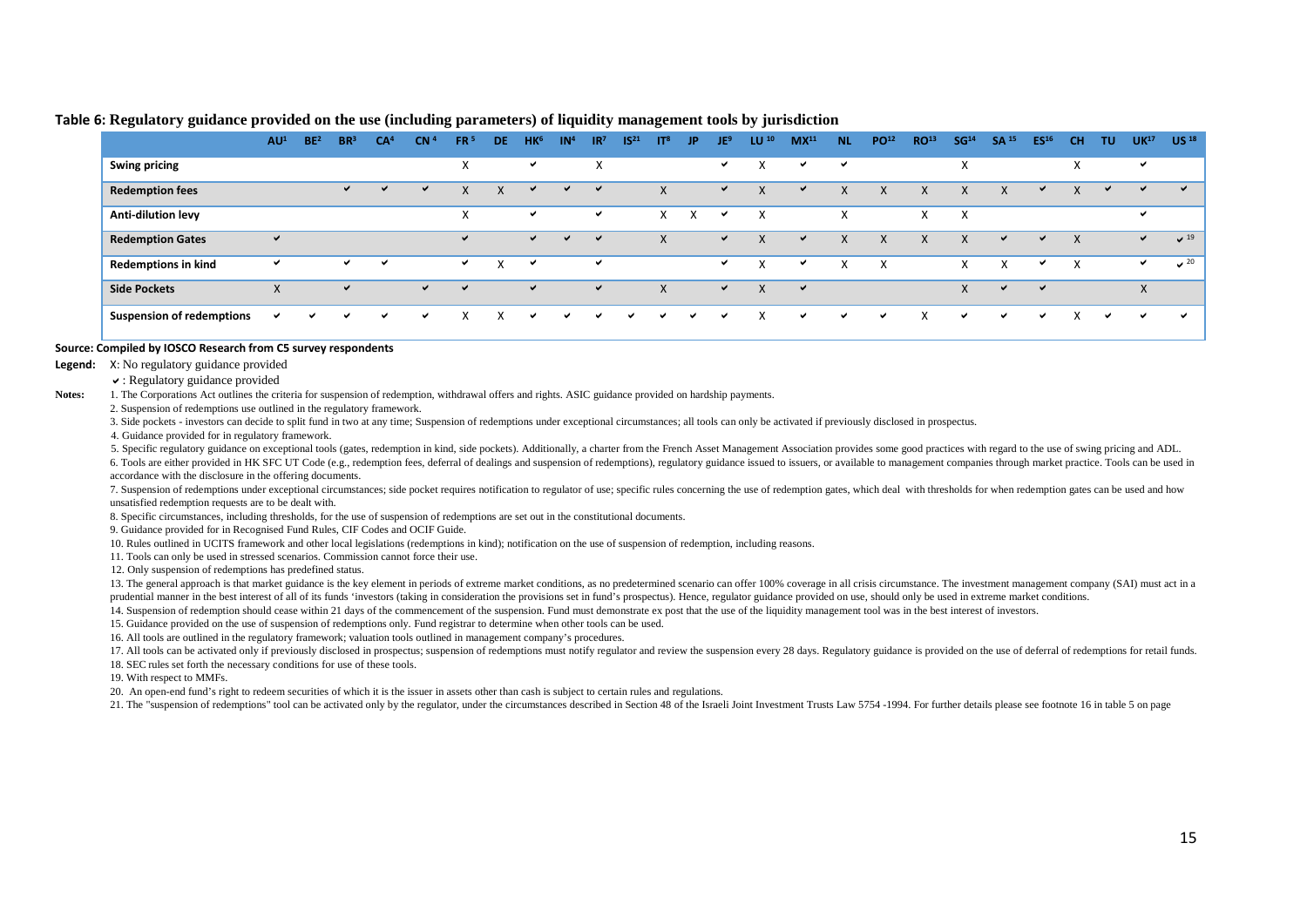**Table 6: Regulatory guidance provided on the use (including parameters) of liquidity management tools by jurisdiction**

| | AU[1] | BE[2] | BR[3] | CA[4] | CN[4] | FR[5] | DE | HK[6] | IN[4] | IR[7] | IS[21] | IT[8] | JP | JE[9] | LU[10] | MX[11] | NL | PO[12] | RO[13] | SG[14] | SA[15] | ES[16] | CH | TU | UK[17] | US[18] |
|---|---|---|---|---|---|---|---|---|---|---|---|---|---|---|---|---|---|---|---|---|---|---|---|---|---|---|
| **Swing pricing** | | | | | | X | | ✔ | | X | | | | ✔ | X | ✔ | ✔ | | | X | | | X | | ✔ | |
| **Redemption fees** | | | ✔ | ✔ | ✔ | X | X | ✔ | ✔ | ✔ | | X | | ✔ | X | ✔ | X | X | X | X | X | ✔ | X | ✔ | ✔ | ✔ |
| **Anti-dilution levy** | | | | | | X | | ✔ | | ✔ | | X | X | ✔ | X | | X | | X | X | | | | | ✔ | |
| **Redemption Gates** | ✔ | | | | | ✔ | | ✔ | ✔ | ✔ | | X | | ✔ | X | ✔ | X | X | X | X | ✔ | ✔ | X | | ✔ | ✔[19] |
| **Redemptions in kind** | ✔ | | ✔ | ✔ | | ✔ | X | ✔ | | ✔ | | | | ✔ | X | ✔ | X | X | | X | X | ✔ | X | | ✔ | ✔[20] |
| **Side Pockets** | X | | ✔ | | ✔ | ✔ | | ✔ | | ✔ | | X | | ✔ | X | ✔ | | | | X | ✔ | ✔ | | | X | |
| **Suspension of redemptions** | ✔ | ✔ | ✔ | ✔ | ✔ | X | X | ✔ | ✔ | ✔ | ✔ | ✔ | ✔ | ✔ | X | ✔ | ✔ | ✔ | X | ✔ | ✔ | ✔ | X | ✔ | ✔ | ✔ |

**Source: Compiled by IOSCO Research from C5 survey respondents**

**Legend:** X: No regulatory guidance provided
✔ : Regulatory guidance provided

**Notes:**

1. The Corporations Act outlines the criteria for suspension of redemption, withdrawal offers and rights. ASIC guidance provided on hardship payments.
2. Suspension of redemptions use outlined in the regulatory framework.
3. Side pockets - investors can decide to split fund in two at any time; Suspension of redemptions under exceptional circumstances; all tools can only be activated if previously disclosed in prospectus.
4. Guidance provided for in regulatory framework.
5. Specific regulatory guidance on exceptional tools (gates, redemption in kind, side pockets). Additionally, a charter from the French Asset Management Association provides some good practices with regard to the use of swing pricing and ADL.
6. Tools are either provided in HK SFC UT Code (e.g., redemption fees, deferral of dealings and suspension of redemptions), regulatory guidance issued to issuers, or available to management companies through market practice. Tools can be used in accordance with the disclosure in the offering documents.
7. Suspension of redemptions under exceptional circumstances; side pocket requires notification to regulator of use; specific rules concerning the use of redemption gates, which deal with thresholds for when redemption gates can be used and how unsatisfied redemption requests are to be dealt with.
8. Specific circumstances, including thresholds, for the use of suspension of redemptions are set out in the constitutional documents.
9. Guidance provided for in Recognised Fund Rules, CIF Codes and OCIF Guide.
10. Rules outlined in UCITS framework and other local legislations (redemptions in kind); notification on the use of suspension of redemption, including reasons.
11. Tools can only be used in stressed scenarios. Commission cannot force their use.
12. Only suspension of redemptions has predefined status.
13. The general approach is that market guidance is the key element in periods of extreme market conditions, as no predetermined scenario can offer 100% coverage in all crisis circumstance. The investment management company (SAI) must act in a prudential manner in the best interest of all of its funds 'investors (taking in consideration the provisions set in fund's prospectus). Hence, regulator guidance provided on use, should only be used in extreme market conditions.
14. Suspension of redemption should cease within 21 days of the commencement of the suspension. Fund must demonstrate ex post that the use of the liquidity management tool was in the best interest of investors.
15. Guidance provided on the use of suspension of redemptions only. Fund registrar to determine when other tools can be used.
16. All tools are outlined in the regulatory framework; valuation tools outlined in management company's procedures.
17. All tools can be activated only if previously disclosed in prospectus; suspension of redemptions must notify regulator and review the suspension every 28 days. Regulatory guidance is provided on the use of deferral of redemptions for retail funds.
18. SEC rules set forth the necessary conditions for use of these tools.
19. With respect to MMFs.
20. An open-end fund's right to redeem securities of which it is the issuer in assets other than cash is subject to certain rules and regulations.
21. The "suspension of redemptions" tool can be activated only by the regulator, under the circumstances described in Section 48 of the Israeli Joint Investment Trusts Law 5754 -1994. For further details please see footnote 16 in table 5 on page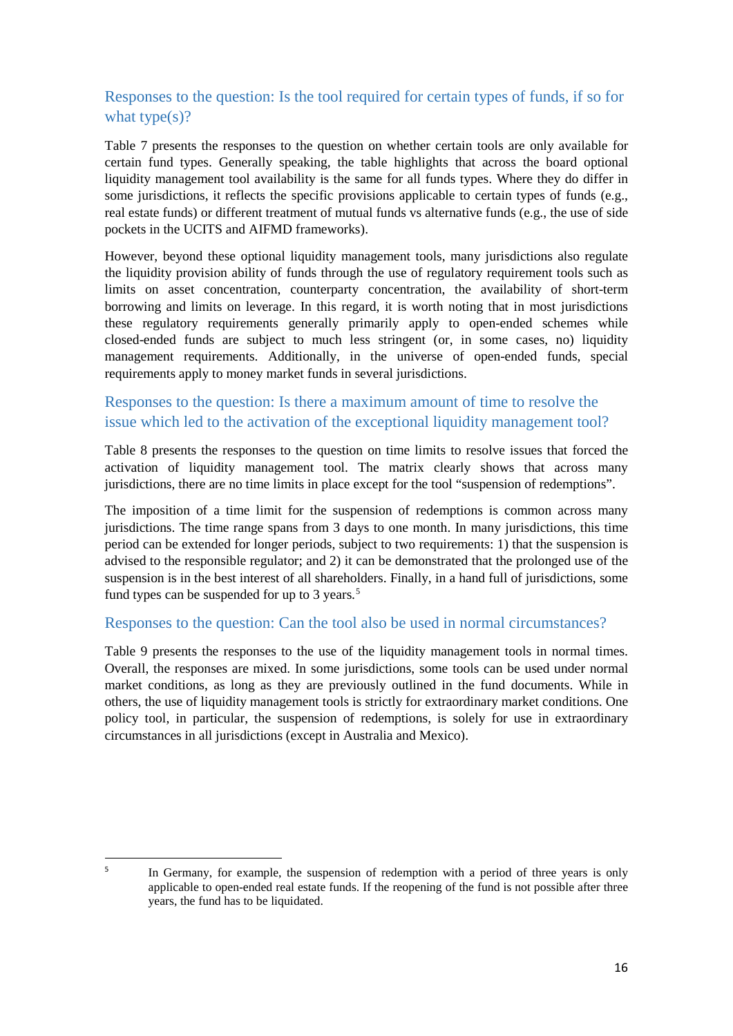## Responses to the question: Is the tool required for certain types of funds, if so for what type(s)?

Table 7 presents the responses to the question on whether certain tools are only available for certain fund types. Generally speaking, the table highlights that across the board optional liquidity management tool availability is the same for all funds types. Where they do differ in some jurisdictions, it reflects the specific provisions applicable to certain types of funds (e.g., real estate funds) or different treatment of mutual funds vs alternative funds (e.g., the use of side pockets in the UCITS and AIFMD frameworks).

However, beyond these optional liquidity management tools, many jurisdictions also regulate the liquidity provision ability of funds through the use of regulatory requirement tools such as limits on asset concentration, counterparty concentration, the availability of short-term borrowing and limits on leverage. In this regard, it is worth noting that in most jurisdictions these regulatory requirements generally primarily apply to open-ended schemes while closed-ended funds are subject to much less stringent (or, in some cases, no) liquidity management requirements. Additionally, in the universe of open-ended funds, special requirements apply to money market funds in several jurisdictions.

## Responses to the question: Is there a maximum amount of time to resolve the issue which led to the activation of the exceptional liquidity management tool?

Table 8 presents the responses to the question on time limits to resolve issues that forced the activation of liquidity management tool. The matrix clearly shows that across many jurisdictions, there are no time limits in place except for the tool "suspension of redemptions".

The imposition of a time limit for the suspension of redemptions is common across many jurisdictions. The time range spans from 3 days to one month. In many jurisdictions, this time period can be extended for longer periods, subject to two requirements: 1) that the suspension is advised to the responsible regulator; and 2) it can be demonstrated that the prolonged use of the suspension is in the best interest of all shareholders. Finally, in a hand full of jurisdictions, some fund types can be suspended for up to 3 years.[5]

## Responses to the question: Can the tool also be used in normal circumstances?

Table 9 presents the responses to the use of the liquidity management tools in normal times. Overall, the responses are mixed. In some jurisdictions, some tools can be used under normal market conditions, as long as they are previously outlined in the fund documents. While in others, the use of liquidity management tools is strictly for extraordinary market conditions. One policy tool, in particular, the suspension of redemptions, is solely for use in extraordinary circumstances in all jurisdictions (except in Australia and Mexico).

---

[5] In Germany, for example, the suspension of redemption with a period of three years is only applicable to open-ended real estate funds. If the reopening of the fund is not possible after three years, the fund has to be liquidated.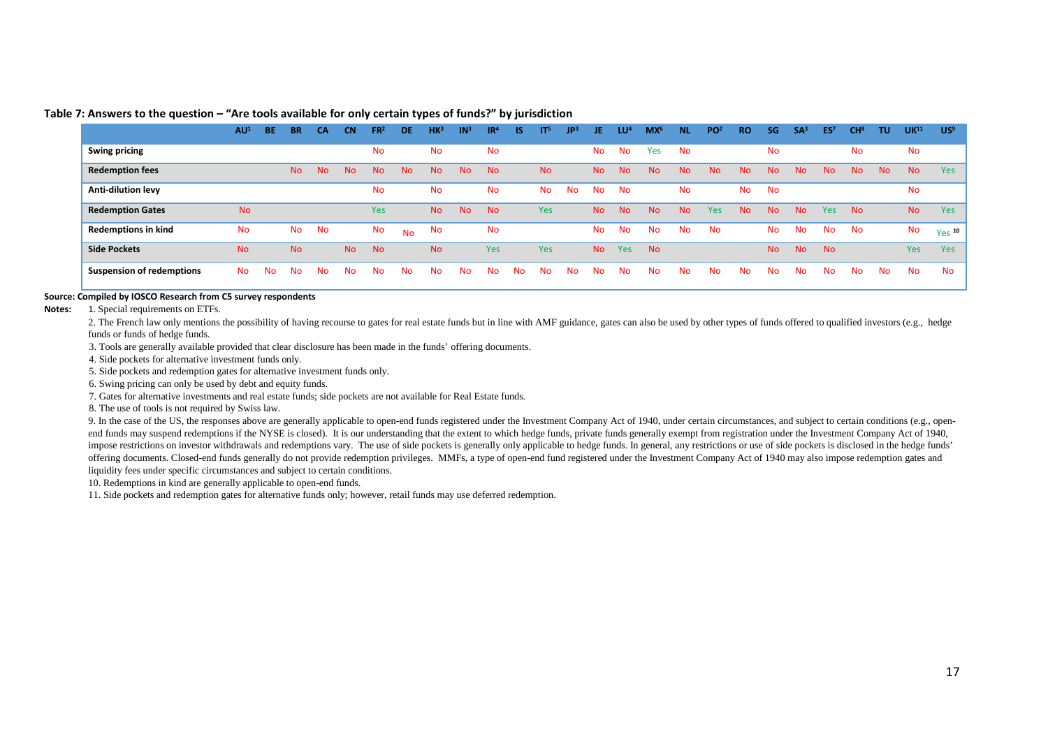**Table 7: Answers to the question – "Are tools available for only certain types of funds?" by jurisdiction**

| | AU[1] | BE | BR | CA | CN | FR[2] | DE | HK[3] | IN[3] | IR[4] | IS | IT[5] | JP[3] | JE | LU[4] | MX[6] | NL | PO[2] | RO | SG | SA[3] | ES[7] | CH[8] | TU | UK[11] | US[9] |
|---|---|---|---|---|---|---|---|---|---|---|---|---|---|---|---|---|---|---|---|---|---|---|---|---|---|---|
| **Swing pricing** | | | | | | No | | No | | No | | | | No | No | Yes | No | | | No | | | No | | No | |
| **Redemption fees** | | | No | No | No | No | No | No | No | No | | No | | No | No | No | No | No | No | No | No | No | No | No | No | Yes |
| **Anti-dilution levy** | | | | | | No | | No | | No | | No | No | No | No | | No | | No | No | | | | | No | |
| **Redemption Gates** | No | | | | | Yes | | No | No | No | | Yes | | No | No | No | No | Yes | No | No | No | Yes | No | | No | Yes |
| **Redemptions in kind** | No | | No | No | | No | No | No | | No | | | | No | No | No | No | No | | No | No | No | No | | No | Yes [10] |
| **Side Pockets** | No | | No | | No | No | | No | | Yes | | Yes | | No | Yes | No | | | | No | No | No | | | Yes | Yes |
| **Suspension of redemptions** | No | No | No | No | No | No | No | No | No | No | No | No | No | No | No | No | No | No | No | No | No | No | No | No | No | No |

**Source: Compiled by IOSCO Research from C5 survey respondents**

**Notes:**

1. Special requirements on ETFs.
2. The French law only mentions the possibility of having recourse to gates for real estate funds but in line with AMF guidance, gates can also be used by other types of funds offered to qualified investors (e.g., hedge funds or funds of hedge funds.
3. Tools are generally available provided that clear disclosure has been made in the funds' offering documents.
4. Side pockets for alternative investment funds only.
5. Side pockets and redemption gates for alternative investment funds only.
6. Swing pricing can only be used by debt and equity funds.
7. Gates for alternative investments and real estate funds; side pockets are not available for Real Estate funds.
8. The use of tools is not required by Swiss law.
9. In the case of the US, the responses above are generally applicable to open-end funds registered under the Investment Company Act of 1940, under certain circumstances, and subject to certain conditions (e.g., open-end funds may suspend redemptions if the NYSE is closed). It is our understanding that the extent to which hedge funds, private funds generally exempt from registration under the Investment Company Act of 1940, impose restrictions on investor withdrawals and redemptions vary. The use of side pockets is generally only applicable to hedge funds. In general, any restrictions or use of side pockets is disclosed in the hedge funds' offering documents. Closed-end funds generally do not provide redemption privileges. MMFs, a type of open-end fund registered under the Investment Company Act of 1940 may also impose redemption gates and liquidity fees under specific circumstances and subject to certain conditions.
10. Redemptions in kind are generally applicable to open-end funds.
11. Side pockets and redemption gates for alternative funds only; however, retail funds may use deferred redemption.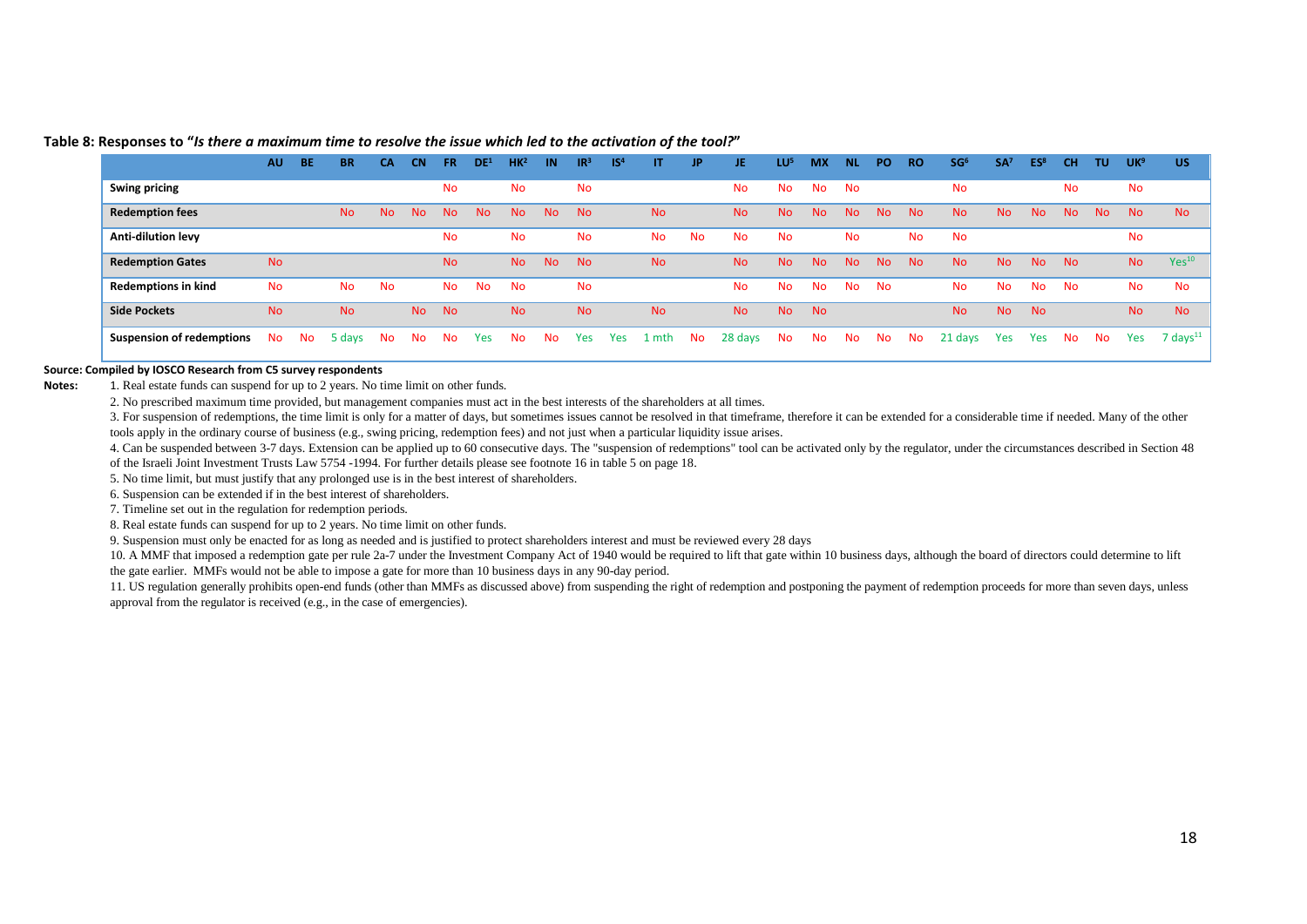**Table 8: Responses to "*Is there a maximum time to resolve the issue which led to the activation of the tool?*"**

| | AU | BE | BR | CA | CN | FR | DE[1] | HK[2] | IN | IR[3] | IS[4] | IT | JP | JE | LU[5] | MX | NL | PO | RO | SG[6] | SA[7] | ES[8] | CH | TU | UK[9] | US |
|---|---|---|---|---|---|---|---|---|---|---|---|---|---|---|---|---|---|---|---|---|---|---|---|---|---|---|
| **Swing pricing** | | | | | | No | | No | | No | | | | No | No | No | No | | | No | | | No | | No | |
| **Redemption fees** | | | No | No | No | No | No | No | No | No | | No | | No | No | No | No | No | No | No | No | No | No | No | No | No |
| **Anti-dilution levy** | | | | | | No | | No | | No | | No | No | No | No | | No | | No | No | | | | | No | |
| **Redemption Gates** | No | | | | | No | | No | No | No | | No | | No | No | No | No | No | No | No | No | No | No | | No | Yes[10] |
| **Redemptions in kind** | No | | No | No | | No | No | No | | No | | | | No | No | No | No | No | | No | No | No | No | | No | No |
| **Side Pockets** | No | | No | | No | No | | No | | No | | No | | No | No | No | | | | No | No | No | | | No | No |
| **Suspension of redemptions** | No | No | 5 days | No | No | No | Yes | No | No | Yes | Yes | 1 mth | No | 28 days | No | No | No | No | No | 21 days | Yes | Yes | No | No | Yes | 7 days[11] |

**Source: Compiled by IOSCO Research from C5 survey respondents**

**Notes:**

1. Real estate funds can suspend for up to 2 years. No time limit on other funds.
2. No prescribed maximum time provided, but management companies must act in the best interests of the shareholders at all times.
3. For suspension of redemptions, the time limit is only for a matter of days, but sometimes issues cannot be resolved in that timeframe, therefore it can be extended for a considerable time if needed. Many of the other tools apply in the ordinary course of business (e.g., swing pricing, redemption fees) and not just when a particular liquidity issue arises.
4. Can be suspended between 3-7 days. Extension can be applied up to 60 consecutive days. The "suspension of redemptions" tool can be activated only by the regulator, under the circumstances described in Section 48 of the Israeli Joint Investment Trusts Law 5754 -1994. For further details please see footnote 16 in table 5 on page 18.
5. No time limit, but must justify that any prolonged use is in the best interest of shareholders.
6. Suspension can be extended if in the best interest of shareholders.
7. Timeline set out in the regulation for redemption periods.
8. Real estate funds can suspend for up to 2 years. No time limit on other funds.
9. Suspension must only be enacted for as long as needed and is justified to protect shareholders interest and must be reviewed every 28 days
10. A MMF that imposed a redemption gate per rule 2a-7 under the Investment Company Act of 1940 would be required to lift that gate within 10 business days, although the board of directors could determine to lift the gate earlier. MMFs would not be able to impose a gate for more than 10 business days in any 90-day period.
11. US regulation generally prohibits open-end funds (other than MMFs as discussed above) from suspending the right of redemption and postponing the payment of redemption proceeds for more than seven days, unless approval from the regulator is received (e.g., in the case of emergencies).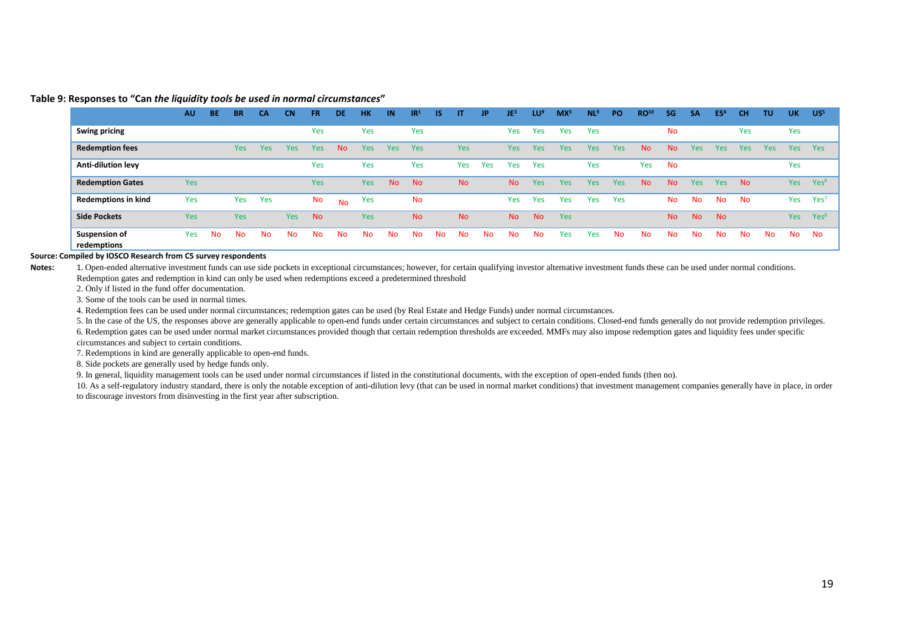**Table 9: Responses to "Can *the liquidity tools be used in normal circumstances*"**

| | AU | BE | BR | CA | CN | FR | DE | HK | IN | IR[1] | IS | IT | JP | JE[3] | LU[9] | MX[3] | NL[9] | PO | RO[10] | SG | SA | ES[4] | CH | TU | UK | US[5] |
|---|---|---|---|---|---|---|---|---|---|---|---|---|---|---|---|---|---|---|---|---|---|---|---|---|---|---|
| **Swing pricing** | | | | | | Yes | | Yes | | Yes | | | | Yes | Yes | Yes | Yes | | | No | | | Yes | | Yes | |
| **Redemption fees** | | | Yes | Yes | Yes | Yes | No | Yes | Yes | Yes | | Yes | | Yes | Yes | Yes | Yes | Yes | No | No | Yes | Yes | Yes | Yes | Yes | Yes |
| **Anti-dilution levy** | | | | | | Yes | | Yes | | Yes | | Yes | Yes | Yes | Yes | | Yes | | Yes | No | | | | | Yes | |
| **Redemption Gates** | Yes | | | | | Yes | | Yes | No | No | | No | | No | Yes | Yes | Yes | Yes | No | No | Yes | Yes | No | | Yes | Yes[6] |
| **Redemptions in kind** | Yes | | Yes | Yes | | No | No | Yes | | No | | | | Yes | Yes | Yes | Yes | Yes | | No | No | No | No | | Yes | Yes[7] |
| **Side Pockets** | Yes | | Yes | | Yes | No | | Yes | | No | | No | | No | No | Yes | | | | No | No | No | | | Yes | Yes[8] |
| **Suspension of redemptions** | Yes | No | No | No | No | No | No | No | No | No | No | No | No | No | No | Yes | Yes | No | No | No | No | No | No | No | No | No |

**Source: Compiled by IOSCO Research from C5 survey respondents**

**Notes:**

1. Open-ended alternative investment funds can use side pockets in exceptional circumstances; however, for certain qualifying investor alternative investment funds these can be used under normal conditions. Redemption gates and redemption in kind can only be used when redemptions exceed a predetermined threshold
2. Only if listed in the fund offer documentation.
3. Some of the tools can be used in normal times.
4. Redemption fees can be used under normal circumstances; redemption gates can be used (by Real Estate and Hedge Funds) under normal circumstances.
5. In the case of the US, the responses above are generally applicable to open-end funds under certain circumstances and subject to certain conditions. Closed-end funds generally do not provide redemption privileges.
6. Redemption gates can be used under normal market circumstances provided though that certain redemption thresholds are exceeded. MMFs may also impose redemption gates and liquidity fees under specific circumstances and subject to certain conditions.
7. Redemptions in kind are generally applicable to open-end funds.
8. Side pockets are generally used by hedge funds only.
9. In general, liquidity management tools can be used under normal circumstances if listed in the constitutional documents, with the exception of open-ended funds (then no).
10. As a self-regulatory industry standard, there is only the notable exception of anti-dilution levy (that can be used in normal market conditions) that investment management companies generally have in place, in order to discourage investors from disinvesting in the first year after subscription.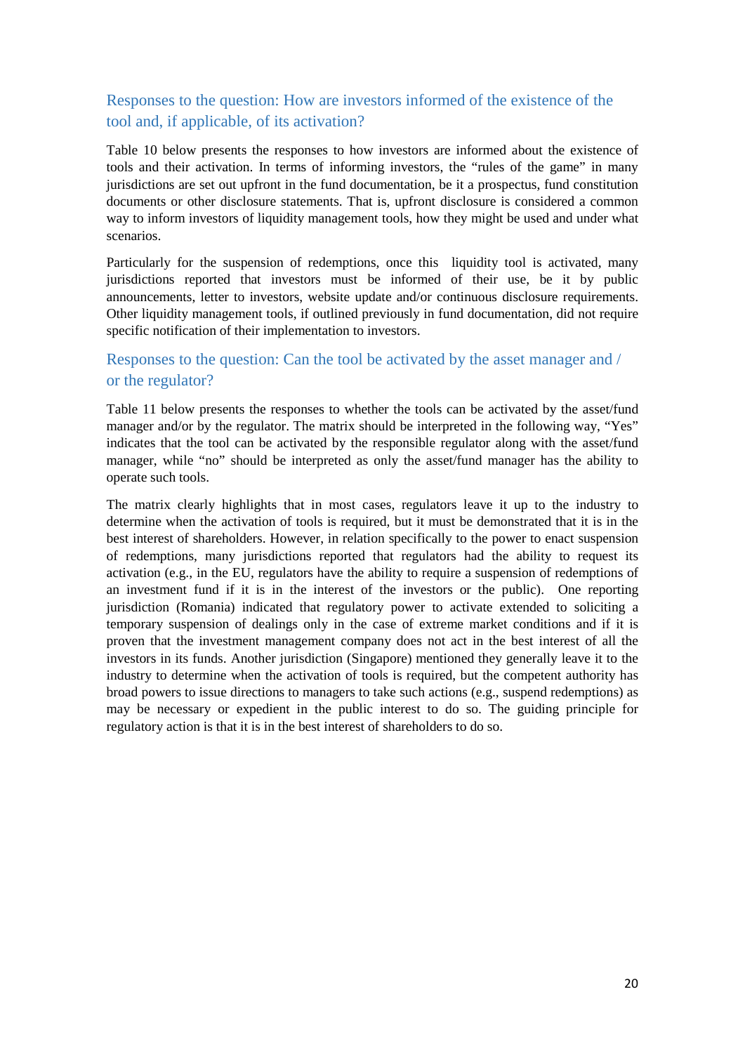## Responses to the question: How are investors informed of the existence of the tool and, if applicable, of its activation?

Table 10 below presents the responses to how investors are informed about the existence of tools and their activation. In terms of informing investors, the "rules of the game" in many jurisdictions are set out upfront in the fund documentation, be it a prospectus, fund constitution documents or other disclosure statements. That is, upfront disclosure is considered a common way to inform investors of liquidity management tools, how they might be used and under what scenarios.

Particularly for the suspension of redemptions, once this liquidity tool is activated, many jurisdictions reported that investors must be informed of their use, be it by public announcements, letter to investors, website update and/or continuous disclosure requirements. Other liquidity management tools, if outlined previously in fund documentation, did not require specific notification of their implementation to investors.

## Responses to the question: Can the tool be activated by the asset manager and / or the regulator?

Table 11 below presents the responses to whether the tools can be activated by the asset/fund manager and/or by the regulator. The matrix should be interpreted in the following way, "Yes" indicates that the tool can be activated by the responsible regulator along with the asset/fund manager, while "no" should be interpreted as only the asset/fund manager has the ability to operate such tools.

The matrix clearly highlights that in most cases, regulators leave it up to the industry to determine when the activation of tools is required, but it must be demonstrated that it is in the best interest of shareholders. However, in relation specifically to the power to enact suspension of redemptions, many jurisdictions reported that regulators had the ability to request its activation (e.g., in the EU, regulators have the ability to require a suspension of redemptions of an investment fund if it is in the interest of the investors or the public). One reporting jurisdiction (Romania) indicated that regulatory power to activate extended to soliciting a temporary suspension of dealings only in the case of extreme market conditions and if it is proven that the investment management company does not act in the best interest of all the investors in its funds. Another jurisdiction (Singapore) mentioned they generally leave it to the industry to determine when the activation of tools is required, but the competent authority has broad powers to issue directions to managers to take such actions (e.g., suspend redemptions) as may be necessary or expedient in the public interest to do so. The guiding principle for regulatory action is that it is in the best interest of shareholders to do so.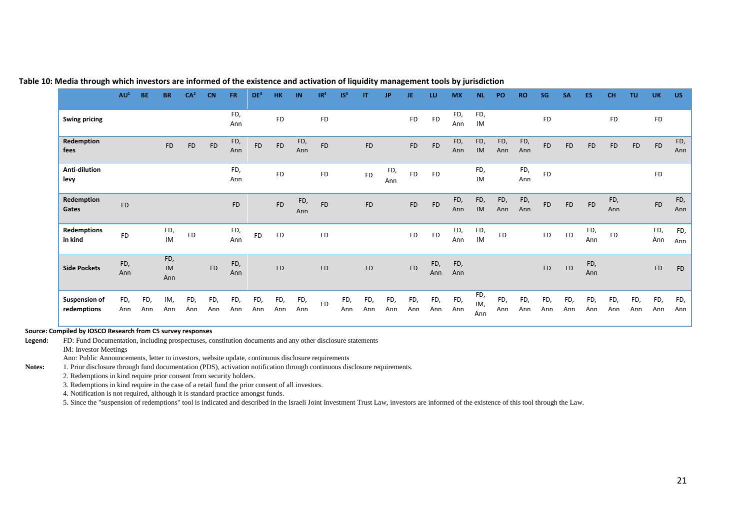**Table 10: Media through which investors are informed of the existence and activation of liquidity management tools by jurisdiction**

| | AU[1] | BE | BR | CA[2] | CN | FR | DE[3] | HK | IN | IR[4] | IS[5] | IT | JP | JE | LU | MX | NL | PO | RO | SG | SA | ES | CH | TU | UK | US |
|---|---|---|---|---|---|---|---|---|---|---|---|---|---|---|---|---|---|---|---|---|---|---|---|---|---|---|
| **Swing pricing** | | | | | | FD, Ann | | FD | | FD | | | | FD | FD | FD, Ann | FD, IM | | | FD | | | FD | | FD | |
| **Redemption fees** | | | FD | FD | FD | FD, Ann | FD | FD | FD, Ann | FD | | FD | | FD | FD | FD, Ann | FD, IM | FD, Ann | FD, Ann | FD | FD | FD | FD | FD | FD | FD, Ann |
| **Anti-dilution levy** | | | | | | FD, Ann | | FD | | FD | | FD | FD, Ann | FD | FD | | FD, IM | | FD, Ann | FD | | | | | FD | |
| **Redemption Gates** | FD | | | | | FD | | FD | FD, Ann | FD | | FD | | FD | FD | FD, Ann | FD, IM | FD, Ann | FD, Ann | FD | FD | FD | FD, Ann | | FD | FD, Ann |
| **Redemptions in kind** | FD | | FD, IM | FD | | FD, Ann | FD | FD | | FD | | | | FD | FD | FD, Ann | FD, IM | FD | | FD | FD | FD, Ann | FD | | FD, Ann | FD, Ann |
| **Side Pockets** | FD, Ann | | FD, IM Ann | | FD | FD, Ann | | FD | | FD | | FD | | FD | FD, Ann | FD, Ann | | | | FD | FD | FD, Ann | | | FD | FD |
| **Suspension of redemptions** | FD, Ann | FD, Ann | IM, Ann | FD, Ann | FD, Ann | FD, Ann | FD, Ann | FD, Ann | FD, Ann | FD | FD, Ann | FD, Ann | FD, Ann | FD, Ann | FD, Ann | FD, Ann | FD, IM, Ann | FD, Ann | FD, Ann | FD, Ann | FD, Ann | FD, Ann | FD, Ann | FD, Ann | FD, Ann | FD, Ann |

**Source: Compiled by IOSCO Research from C5 survey responses**

**Legend:** FD: Fund Documentation, including prospectuses, constitution documents and any other disclosure statements
IM: Investor Meetings
Ann: Public Announcements, letter to investors, website update, continuous disclosure requirements

**Notes:**
1. Prior disclosure through fund documentation (PDS), activation notification through continuous disclosure requirements.
2. Redemptions in kind require prior consent from security holders.
3. Redemptions in kind require in the case of a retail fund the prior consent of all investors.
4. Notification is not required, although it is standard practice amongst funds.
5. Since the "suspension of redemptions" tool is indicated and described in the Israeli Joint Investment Trust Law, investors are informed of the existence of this tool through the Law.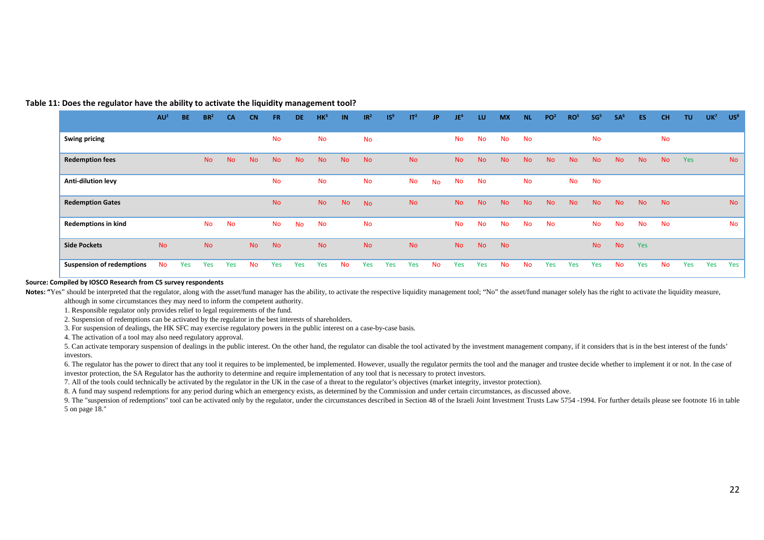**Table 11: Does the regulator have the ability to activate the liquidity management tool?**

| | AU[1] | BE | BR[2] | CA | CN | FR | DE | HK[3] | IN | IR[2] | IS[9] | IT[2] | JP | JE[4] | LU | MX | NL | PO[2] | RO[5] | SG[5] | SA[6] | ES | CH | TU | UK[7] | US[8] |
|---|---|---|---|---|---|---|---|---|---|---|---|---|---|---|---|---|---|---|---|---|---|---|---|---|---|---|
| **Swing pricing** | | | | | | No | | No | | No | | | | No | No | No | No | | | No | | | No | | | |
| **Redemption fees** | | | No | No | No | No | No | No | No | No | | No | | No | No | No | No | No | No | No | No | No | No | Yes | | No |
| **Anti-dilution levy** | | | | | | No | | No | | No | | No | No | No | No | | No | | No | No | | | | | | |
| **Redemption Gates** | | | | | | No | | No | No | No | | No | | No | No | No | No | No | No | No | No | No | No | | | No |
| **Redemptions in kind** | | | No | No | | No | No | No | | No | | | | No | No | No | No | No | | No | No | No | No | | | No |
| **Side Pockets** | No | | No | | No | No | | No | | No | | No | | No | No | No | | | | No | No | Yes | | | | |
| **Suspension of redemptions** | No | Yes | Yes | Yes | No | Yes | Yes | Yes | No | Yes | Yes | Yes | No | Yes | Yes | No | No | Yes | Yes | Yes | No | Yes | No | Yes | Yes | Yes |

**Source: Compiled by IOSCO Research from C5 survey respondents**

**Notes:** "Yes" should be interpreted that the regulator, along with the asset/fund manager has the ability, to activate the respective liquidity management tool; "No" the asset/fund manager solely has the right to activate the liquidity measure, although in some circumstances they may need to inform the competent authority.

1. Responsible regulator only provides relief to legal requirements of the fund.
2. Suspension of redemptions can be activated by the regulator in the best interests of shareholders.
3. For suspension of dealings, the HK SFC may exercise regulatory powers in the public interest on a case-by-case basis.
4. The activation of a tool may also need regulatory approval.
5. Can activate temporary suspension of dealings in the public interest. On the other hand, the regulator can disable the tool activated by the investment management company, if it considers that is in the best interest of the funds' investors.
6. The regulator has the power to direct that any tool it requires to be implemented, be implemented. However, usually the regulator permits the tool and the manager and trustee decide whether to implement it or not. In the case of investor protection, the SA Regulator has the authority to determine and require implementation of any tool that is necessary to protect investors.
7. All of the tools could technically be activated by the regulator in the UK in the case of a threat to the regulator's objectives (market integrity, investor protection).
8. A fund may suspend redemptions for any period during which an emergency exists, as determined by the Commission and under certain circumstances, as discussed above.
9. The "suspension of redemptions" tool can be activated only by the regulator, under the circumstances described in Section 48 of the Israeli Joint Investment Trusts Law 5754 -1994. For further details please see footnote 16 in table 5 on page 18."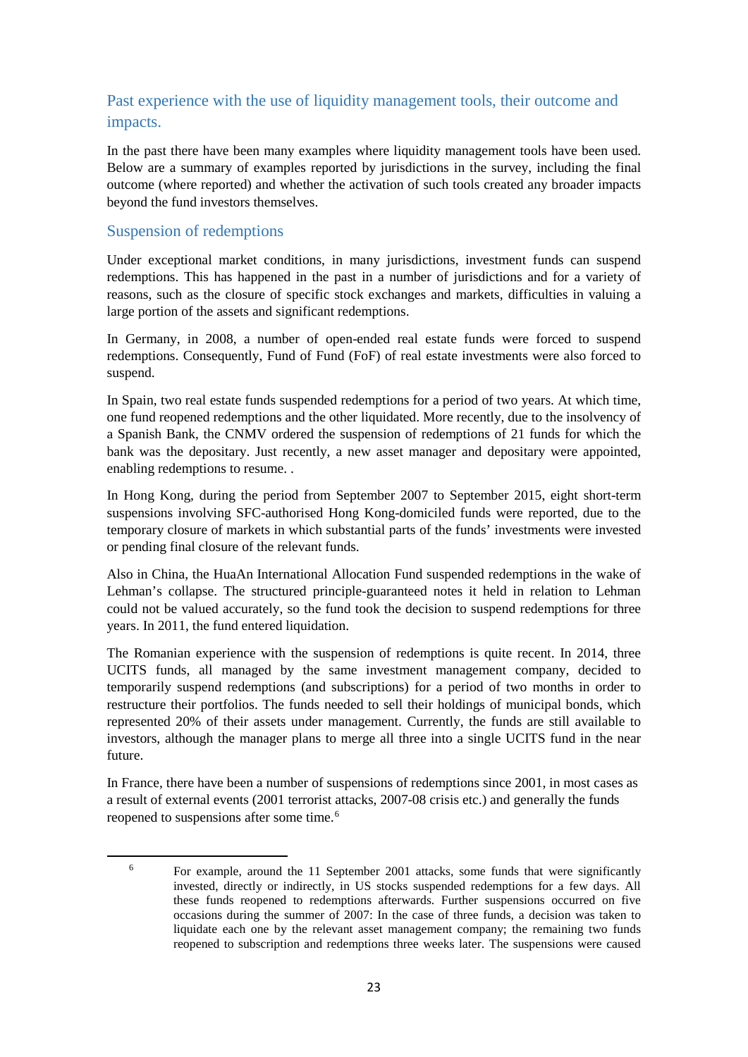## Past experience with the use of liquidity management tools, their outcome and impacts.

In the past there have been many examples where liquidity management tools have been used. Below are a summary of examples reported by jurisdictions in the survey, including the final outcome (where reported) and whether the activation of such tools created any broader impacts beyond the fund investors themselves.

### Suspension of redemptions

Under exceptional market conditions, in many jurisdictions, investment funds can suspend redemptions. This has happened in the past in a number of jurisdictions and for a variety of reasons, such as the closure of specific stock exchanges and markets, difficulties in valuing a large portion of the assets and significant redemptions.

In Germany, in 2008, a number of open-ended real estate funds were forced to suspend redemptions. Consequently, Fund of Fund (FoF) of real estate investments were also forced to suspend.

In Spain, two real estate funds suspended redemptions for a period of two years. At which time, one fund reopened redemptions and the other liquidated. More recently, due to the insolvency of a Spanish Bank, the CNMV ordered the suspension of redemptions of 21 funds for which the bank was the depositary. Just recently, a new asset manager and depositary were appointed, enabling redemptions to resume. .

In Hong Kong, during the period from September 2007 to September 2015, eight short-term suspensions involving SFC-authorised Hong Kong-domiciled funds were reported, due to the temporary closure of markets in which substantial parts of the funds' investments were invested or pending final closure of the relevant funds.

Also in China, the HuaAn International Allocation Fund suspended redemptions in the wake of Lehman's collapse. The structured principle-guaranteed notes it held in relation to Lehman could not be valued accurately, so the fund took the decision to suspend redemptions for three years. In 2011, the fund entered liquidation.

The Romanian experience with the suspension of redemptions is quite recent. In 2014, three UCITS funds, all managed by the same investment management company, decided to temporarily suspend redemptions (and subscriptions) for a period of two months in order to restructure their portfolios. The funds needed to sell their holdings of municipal bonds, which represented 20% of their assets under management. Currently, the funds are still available to investors, although the manager plans to merge all three into a single UCITS fund in the near future.

In France, there have been a number of suspensions of redemptions since 2001, in most cases as a result of external events (2001 terrorist attacks, 2007-08 crisis etc.) and generally the funds reopened to suspensions after some time.[6]

---

[6] For example, around the 11 September 2001 attacks, some funds that were significantly invested, directly or indirectly, in US stocks suspended redemptions for a few days. All these funds reopened to redemptions afterwards. Further suspensions occurred on five occasions during the summer of 2007: In the case of three funds, a decision was taken to liquidate each one by the relevant asset management company; the remaining two funds reopened to subscription and redemptions three weeks later. The suspensions were caused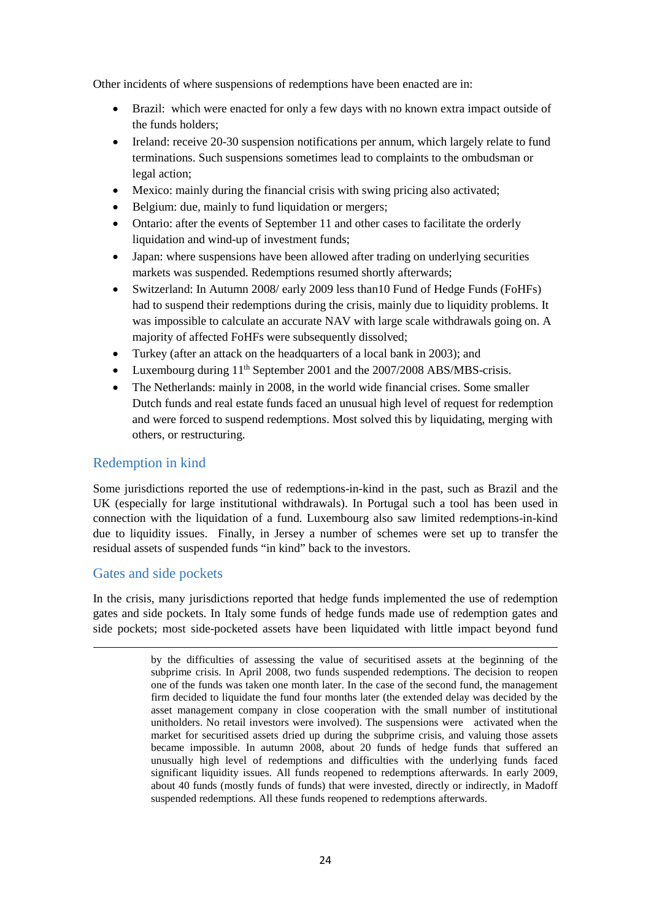Other incidents of where suspensions of redemptions have been enacted are in:

- Brazil: which were enacted for only a few days with no known extra impact outside of the funds holders;
- Ireland: receive 20-30 suspension notifications per annum, which largely relate to fund terminations. Such suspensions sometimes lead to complaints to the ombudsman or legal action;
- Mexico: mainly during the financial crisis with swing pricing also activated;
- Belgium: due, mainly to fund liquidation or mergers;
- Ontario: after the events of September 11 and other cases to facilitate the orderly liquidation and wind-up of investment funds;
- Japan: where suspensions have been allowed after trading on underlying securities markets was suspended. Redemptions resumed shortly afterwards;
- Switzerland: In Autumn 2008/ early 2009 less than10 Fund of Hedge Funds (FoHFs) had to suspend their redemptions during the crisis, mainly due to liquidity problems. It was impossible to calculate an accurate NAV with large scale withdrawals going on. A majority of affected FoHFs were subsequently dissolved;
- Turkey (after an attack on the headquarters of a local bank in 2003); and
- Luxembourg during 11th September 2001 and the 2007/2008 ABS/MBS-crisis.
- The Netherlands: mainly in 2008, in the world wide financial crises. Some smaller Dutch funds and real estate funds faced an unusual high level of request for redemption and were forced to suspend redemptions. Most solved this by liquidating, merging with others, or restructuring.

## Redemption in kind

Some jurisdictions reported the use of redemptions-in-kind in the past, such as Brazil and the UK (especially for large institutional withdrawals). In Portugal such a tool has been used in connection with the liquidation of a fund. Luxembourg also saw limited redemptions-in-kind due to liquidity issues. Finally, in Jersey a number of schemes were set up to transfer the residual assets of suspended funds "in kind" back to the investors.

## Gates and side pockets

In the crisis, many jurisdictions reported that hedge funds implemented the use of redemption gates and side pockets. In Italy some funds of hedge funds made use of redemption gates and side pockets; most side-pocketed assets have been liquidated with little impact beyond fund

---

by the difficulties of assessing the value of securitised assets at the beginning of the subprime crisis. In April 2008, two funds suspended redemptions. The decision to reopen one of the funds was taken one month later. In the case of the second fund, the management firm decided to liquidate the fund four months later (the extended delay was decided by the asset management company in close cooperation with the small number of institutional unitholders. No retail investors were involved). The suspensions were activated when the market for securitised assets dried up during the subprime crisis, and valuing those assets became impossible. In autumn 2008, about 20 funds of hedge funds that suffered an unusually high level of redemptions and difficulties with the underlying funds faced significant liquidity issues. All funds reopened to redemptions afterwards. In early 2009, about 40 funds (mostly funds of funds) that were invested, directly or indirectly, in Madoff suspended redemptions. All these funds reopened to redemptions afterwards.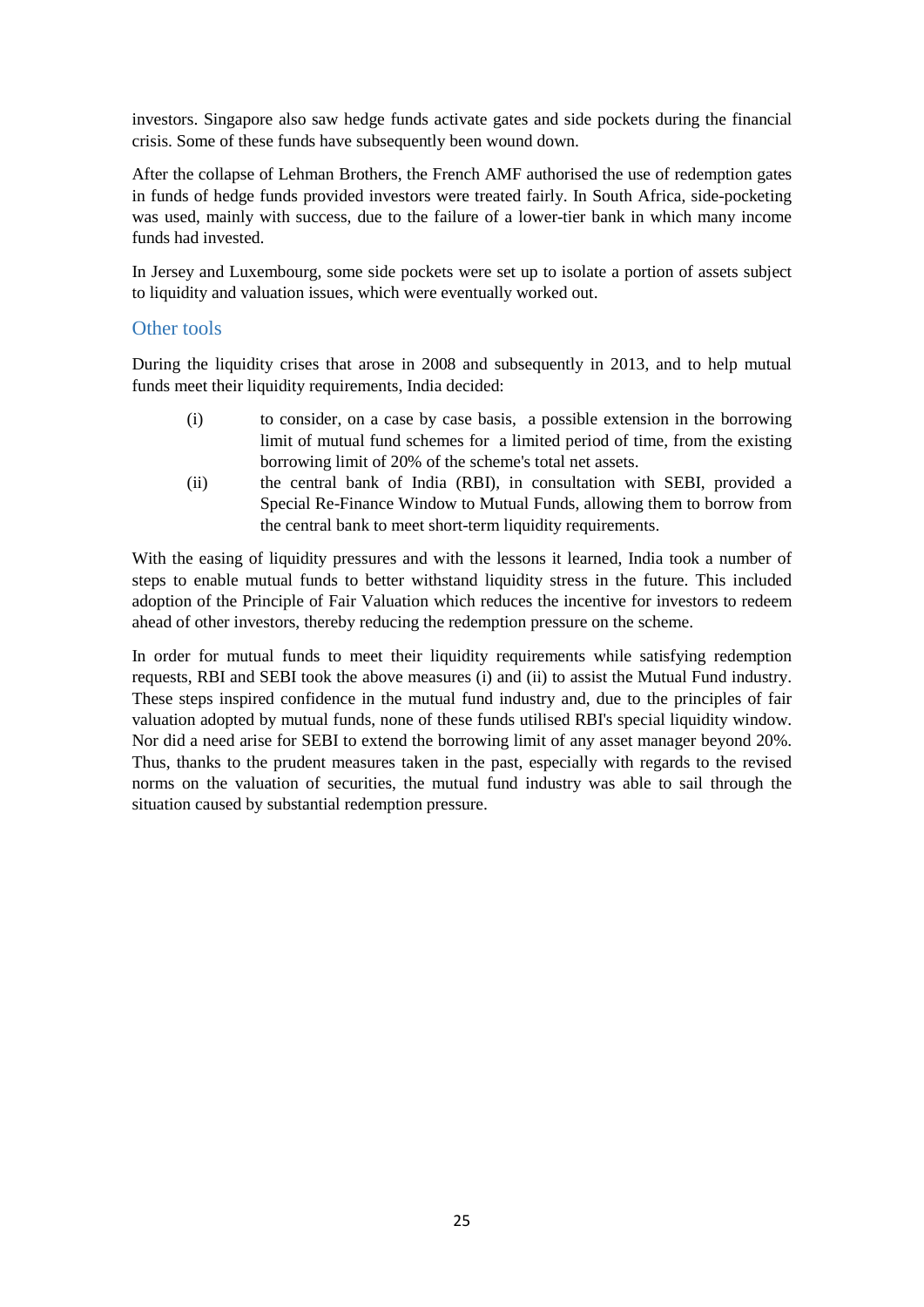investors. Singapore also saw hedge funds activate gates and side pockets during the financial crisis. Some of these funds have subsequently been wound down.

After the collapse of Lehman Brothers, the French AMF authorised the use of redemption gates in funds of hedge funds provided investors were treated fairly. In South Africa, side-pocketing was used, mainly with success, due to the failure of a lower-tier bank in which many income funds had invested.

In Jersey and Luxembourg, some side pockets were set up to isolate a portion of assets subject to liquidity and valuation issues, which were eventually worked out.

## Other tools

During the liquidity crises that arose in 2008 and subsequently in 2013, and to help mutual funds meet their liquidity requirements, India decided:

(i) to consider, on a case by case basis, a possible extension in the borrowing limit of mutual fund schemes for a limited period of time, from the existing borrowing limit of 20% of the scheme's total net assets.

(ii) the central bank of India (RBI), in consultation with SEBI, provided a Special Re-Finance Window to Mutual Funds, allowing them to borrow from the central bank to meet short-term liquidity requirements.

With the easing of liquidity pressures and with the lessons it learned, India took a number of steps to enable mutual funds to better withstand liquidity stress in the future. This included adoption of the Principle of Fair Valuation which reduces the incentive for investors to redeem ahead of other investors, thereby reducing the redemption pressure on the scheme.

In order for mutual funds to meet their liquidity requirements while satisfying redemption requests, RBI and SEBI took the above measures (i) and (ii) to assist the Mutual Fund industry. These steps inspired confidence in the mutual fund industry and, due to the principles of fair valuation adopted by mutual funds, none of these funds utilised RBI's special liquidity window. Nor did a need arise for SEBI to extend the borrowing limit of any asset manager beyond 20%. Thus, thanks to the prudent measures taken in the past, especially with regards to the revised norms on the valuation of securities, the mutual fund industry was able to sail through the situation caused by substantial redemption pressure.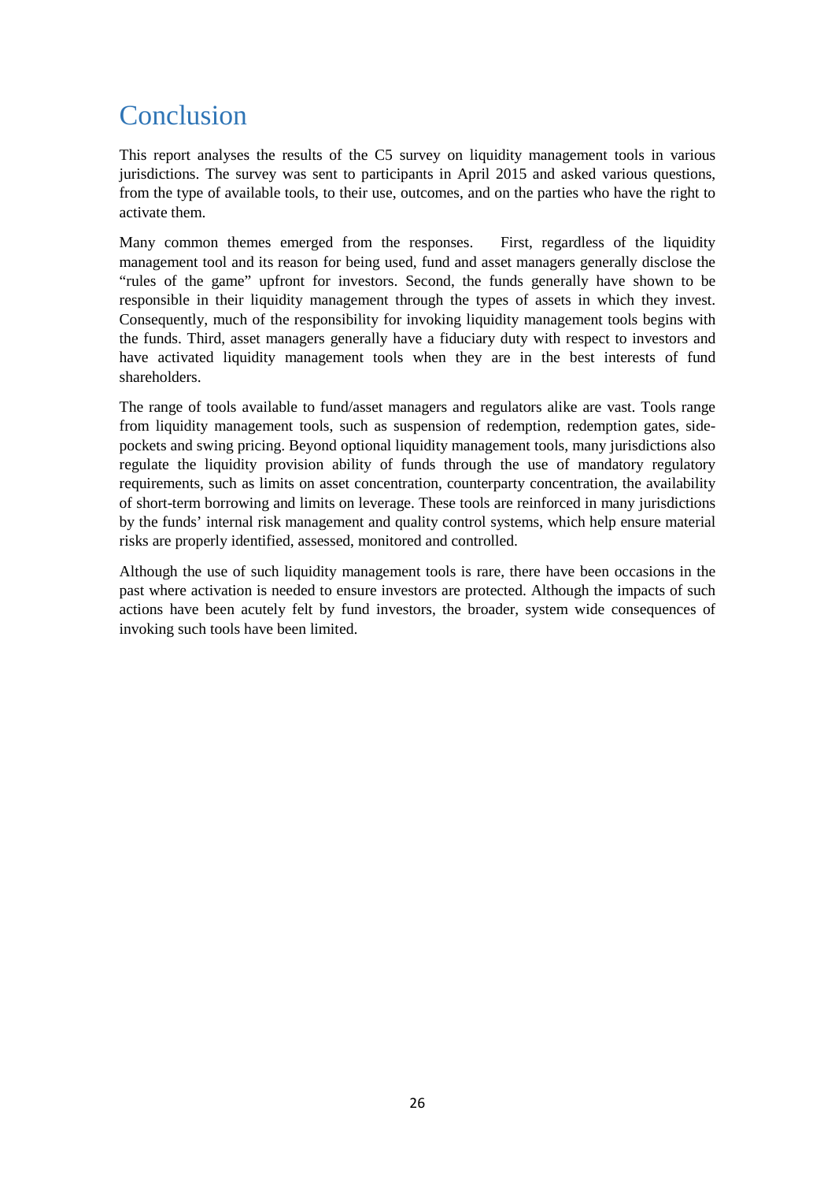# Conclusion

This report analyses the results of the C5 survey on liquidity management tools in various jurisdictions. The survey was sent to participants in April 2015 and asked various questions, from the type of available tools, to their use, outcomes, and on the parties who have the right to activate them.

Many common themes emerged from the responses. First, regardless of the liquidity management tool and its reason for being used, fund and asset managers generally disclose the "rules of the game" upfront for investors. Second, the funds generally have shown to be responsible in their liquidity management through the types of assets in which they invest. Consequently, much of the responsibility for invoking liquidity management tools begins with the funds. Third, asset managers generally have a fiduciary duty with respect to investors and have activated liquidity management tools when they are in the best interests of fund shareholders.

The range of tools available to fund/asset managers and regulators alike are vast. Tools range from liquidity management tools, such as suspension of redemption, redemption gates, side-pockets and swing pricing. Beyond optional liquidity management tools, many jurisdictions also regulate the liquidity provision ability of funds through the use of mandatory regulatory requirements, such as limits on asset concentration, counterparty concentration, the availability of short-term borrowing and limits on leverage. These tools are reinforced in many jurisdictions by the funds' internal risk management and quality control systems, which help ensure material risks are properly identified, assessed, monitored and controlled.

Although the use of such liquidity management tools is rare, there have been occasions in the past where activation is needed to ensure investors are protected. Although the impacts of such actions have been acutely felt by fund investors, the broader, system wide consequences of invoking such tools have been limited.